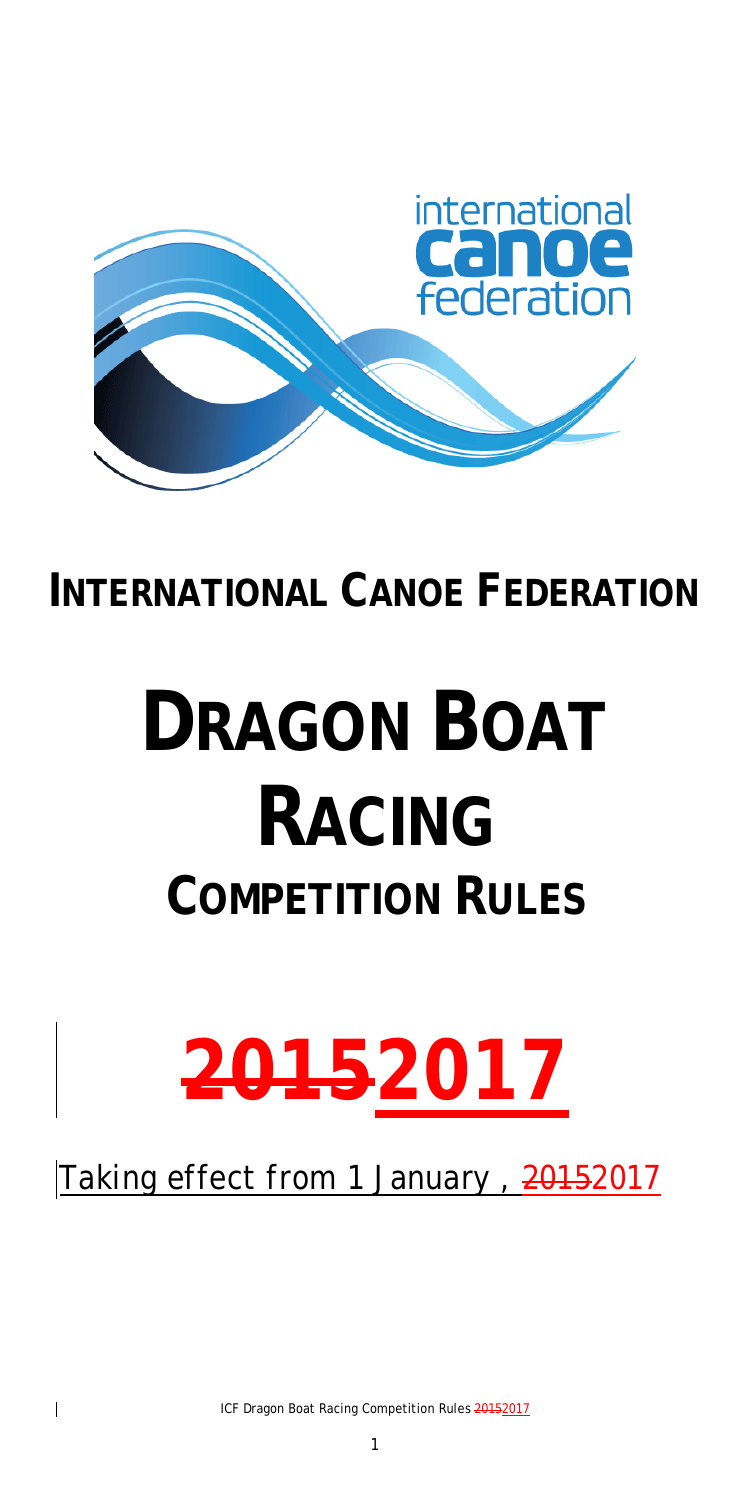# INTERNATIONAL CANOE FEDERATION

# DRAGON BOAT RACING

## COMPETITION RULES

# ~~2015~~2017

Taking effect from 1 January , ~~2015~~2017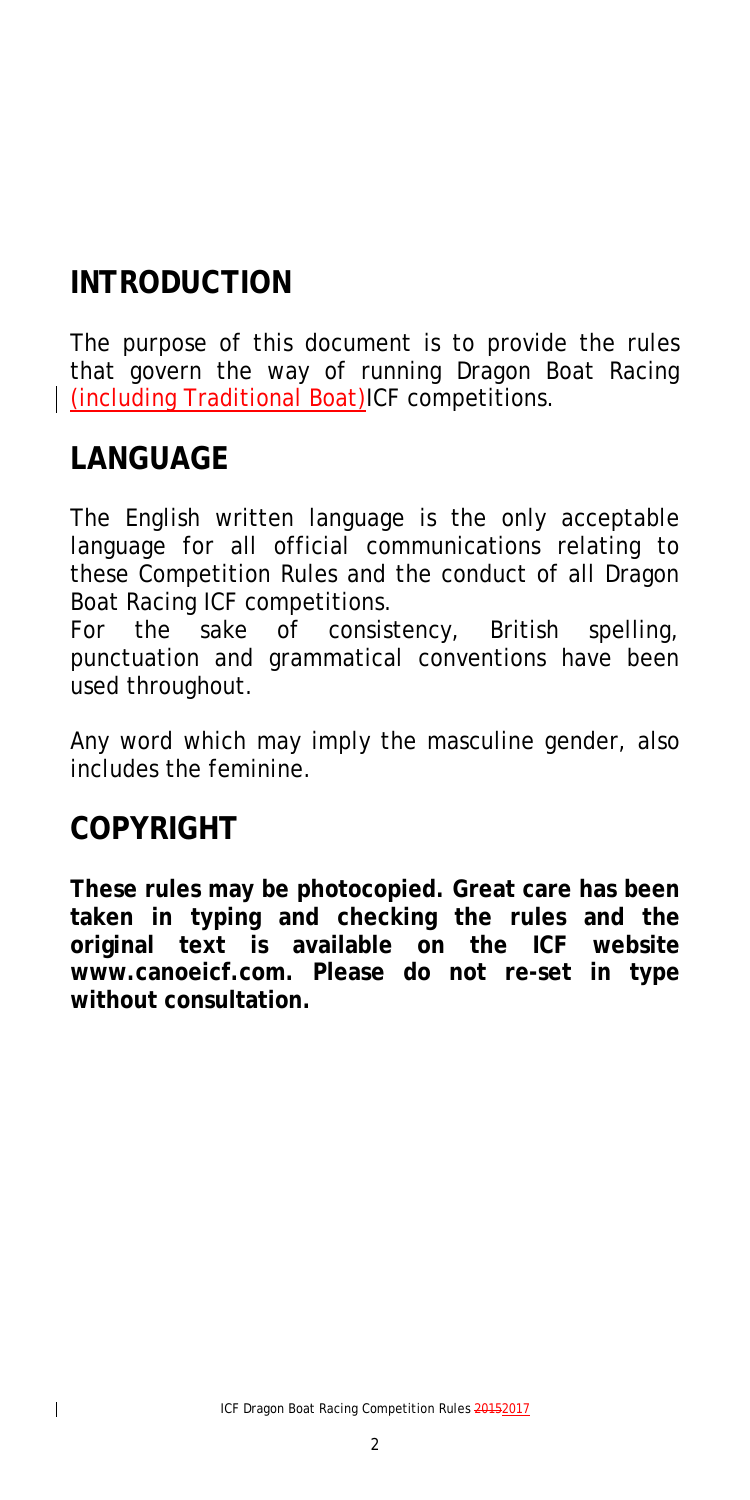## INTRODUCTION

The purpose of this document is to provide the rules that govern the way of running Dragon Boat Racing (including Traditional Boat)ICF competitions.

## LANGUAGE

The English written language is the only acceptable language for all official communications relating to these Competition Rules and the conduct of all Dragon Boat Racing ICF competitions.
For the sake of consistency, British spelling, punctuation and grammatical conventions have been used throughout.

Any word which may imply the masculine gender, also includes the feminine.

## COPYRIGHT

**These rules may be photocopied. Great care has been taken in typing and checking the rules and the original text is available on the ICF website www.canoeicf.com. Please do not re-set in type without consultation.**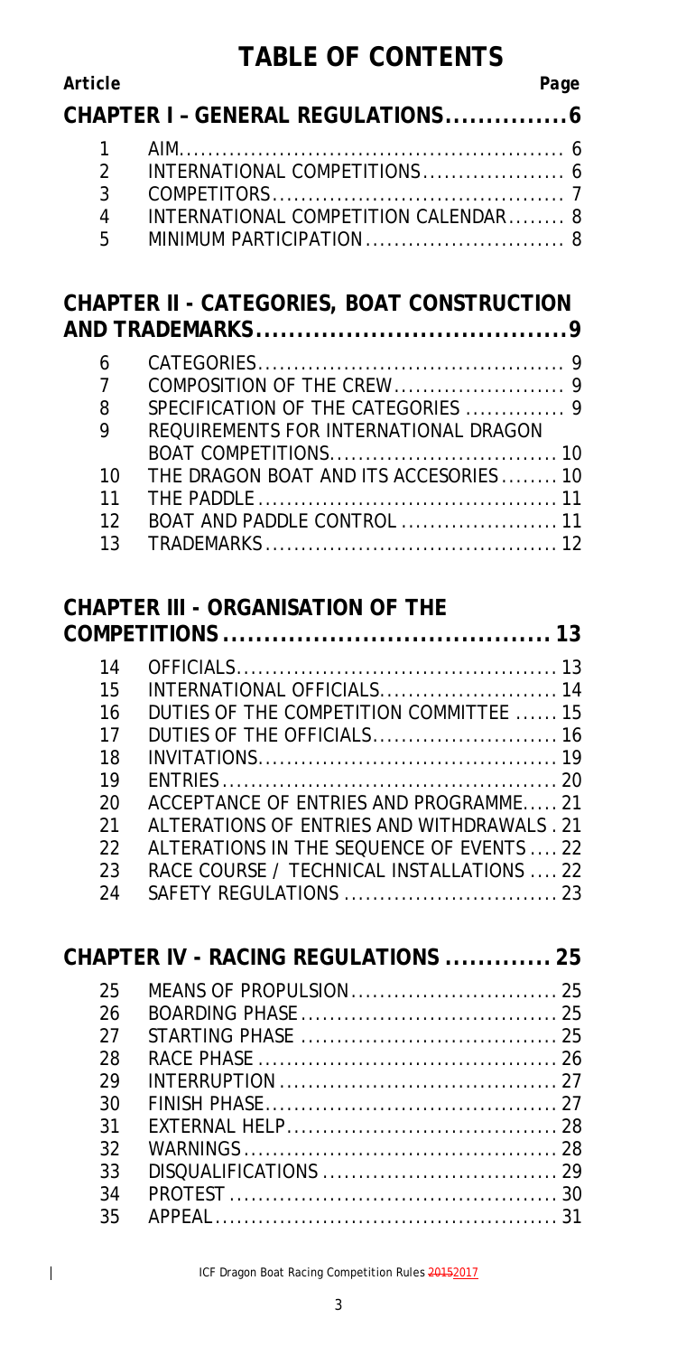# TABLE OF CONTENTS

| Article | | Page |
|---|---|---|
| **CHAPTER I – GENERAL REGULATIONS** | | **6** |
| 1 | AIM | 6 |
| 2 | INTERNATIONAL COMPETITIONS | 6 |
| 3 | COMPETITORS | 7 |
| 4 | INTERNATIONAL COMPETITION CALENDAR | 8 |
| 5 | MINIMUM PARTICIPATION | 8 |
| **CHAPTER II - CATEGORIES, BOAT CONSTRUCTION AND TRADEMARKS** | | **9** |
| 6 | CATEGORIES | 9 |
| 7 | COMPOSITION OF THE CREW | 9 |
| 8 | SPECIFICATION OF THE CATEGORIES | 9 |
| 9 | REQUIREMENTS FOR INTERNATIONAL DRAGON BOAT COMPETITIONS | 10 |
| 10 | THE DRAGON BOAT AND ITS ACCESORIES | 10 |
| 11 | THE PADDLE | 11 |
| 12 | BOAT AND PADDLE CONTROL | 11 |
| 13 | TRADEMARKS | 12 |
| **CHAPTER III - ORGANISATION OF THE COMPETITIONS** | | **13** |
| 14 | OFFICIALS | 13 |
| 15 | INTERNATIONAL OFFICIALS | 14 |
| 16 | DUTIES OF THE COMPETITION COMMITTEE | 15 |
| 17 | DUTIES OF THE OFFICIALS | 16 |
| 18 | INVITATIONS | 19 |
| 19 | ENTRIES | 20 |
| 20 | ACCEPTANCE OF ENTRIES AND PROGRAMME | 21 |
| 21 | ALTERATIONS OF ENTRIES AND WITHDRAWALS | 21 |
| 22 | ALTERATIONS IN THE SEQUENCE OF EVENTS | 22 |
| 23 | RACE COURSE / TECHNICAL INSTALLATIONS | 22 |
| 24 | SAFETY REGULATIONS | 23 |
| **CHAPTER IV - RACING REGULATIONS** | | **25** |
| 25 | MEANS OF PROPULSION | 25 |
| 26 | BOARDING PHASE | 25 |
| 27 | STARTING PHASE | 25 |
| 28 | RACE PHASE | 26 |
| 29 | INTERRUPTION | 27 |
| 30 | FINISH PHASE | 27 |
| 31 | EXTERNAL HELP | 28 |
| 32 | WARNINGS | 28 |
| 33 | DISQUALIFICATIONS | 29 |
| 34 | PROTEST | 30 |
| 35 | APPEAL | 31 |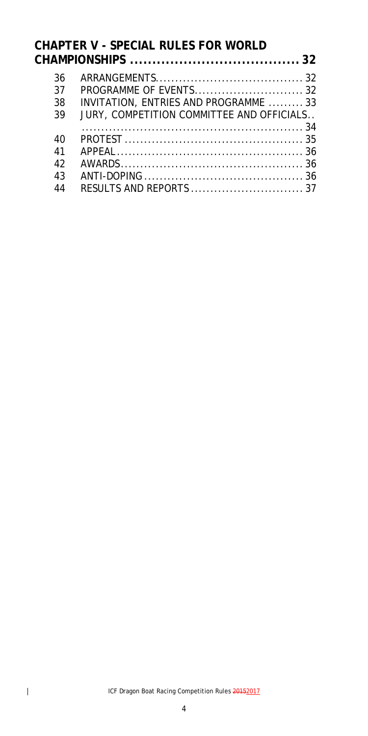**CHAPTER V - SPECIAL RULES FOR WORLD CHAMPIONSHIPS ...................................... 32**

36 ARRANGEMENTS...................................... 32
37 PROGRAMME OF EVENTS............................ 32
38 INVITATION, ENTRIES AND PROGRAMME ......... 33
39 JURY, COMPETITION COMMITTEE AND OFFICIALS.. ......................................................... 34
40 PROTEST .............................................. 35
41 APPEAL................................................. 36
42 AWARDS................................................ 36
43 ANTI-DOPING ......................................... 36
44 RESULTS AND REPORTS ............................. 37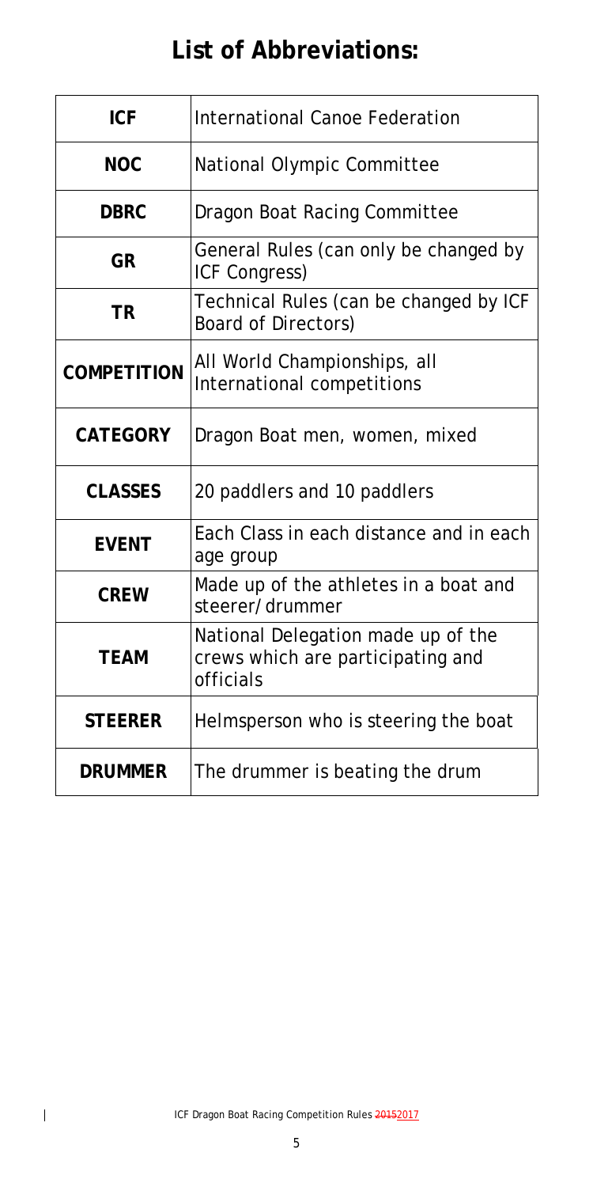# List of Abbreviations:

| | |
|---|---|
| **ICF** | International Canoe Federation |
| **NOC** | National Olympic Committee |
| **DBRC** | Dragon Boat Racing Committee |
| **GR** | General Rules (can only be changed by ICF Congress) |
| **TR** | Technical Rules (can be changed by ICF Board of Directors) |
| **COMPETITION** | All World Championships, all International competitions |
| **CATEGORY** | Dragon Boat men, women, mixed |
| **CLASSES** | 20 paddlers and 10 paddlers |
| **EVENT** | Each Class in each distance and in each age group |
| **CREW** | Made up of the athletes in a boat and steerer/drummer |
| **TEAM** | National Delegation made up of the crews which are participating and officials |
| **STEERER** | Helmsperson who is steering the boat |
| **DRUMMER** | The drummer is beating the drum |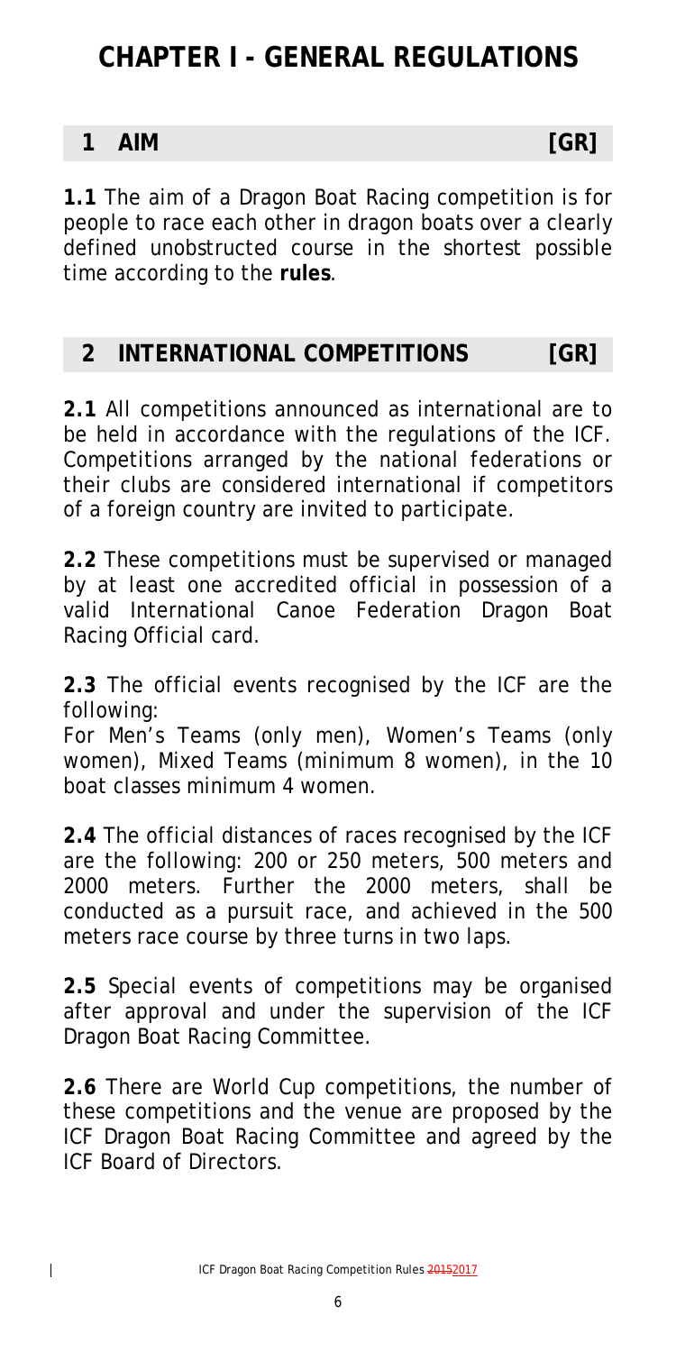# CHAPTER I - GENERAL REGULATIONS

## 1 AIM [GR]

**1.1** The aim of a Dragon Boat Racing competition is for people to race each other in dragon boats over a clearly defined unobstructed course in the shortest possible time according to the **rules**.

## 2 INTERNATIONAL COMPETITIONS [GR]

**2.1** All competitions announced as international are to be held in accordance with the regulations of the ICF. Competitions arranged by the national federations or their clubs are considered international if competitors of a foreign country are invited to participate.

**2.2** These competitions must be supervised or managed by at least one accredited official in possession of a valid International Canoe Federation Dragon Boat Racing Official card.

**2.3** The official events recognised by the ICF are the following:
For Men's Teams (only men), Women's Teams (only women), Mixed Teams (minimum 8 women), in the 10 boat classes minimum 4 women.

**2.4** The official distances of races recognised by the ICF are the following: 200 or 250 meters, 500 meters and 2000 meters. Further the 2000 meters, shall be conducted as a pursuit race, and achieved in the 500 meters race course by three turns in two laps.

**2.5** Special events of competitions may be organised after approval and under the supervision of the ICF Dragon Boat Racing Committee.

**2.6** There are World Cup competitions, the number of these competitions and the venue are proposed by the ICF Dragon Boat Racing Committee and agreed by the ICF Board of Directors.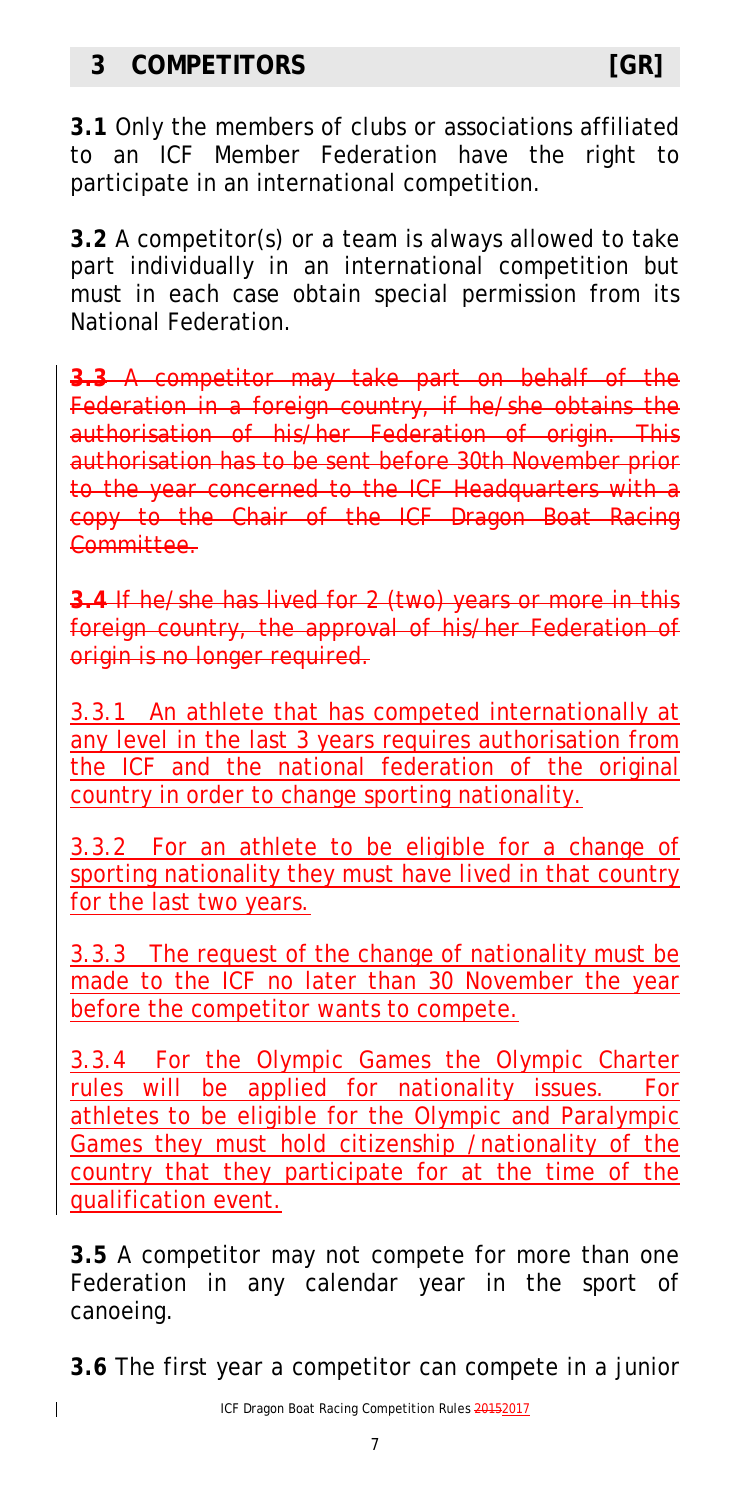## 3 COMPETITORS [GR]

**3.1** Only the members of clubs or associations affiliated to an ICF Member Federation have the right to participate in an international competition.

**3.2** A competitor(s) or a team is always allowed to take part individually in an international competition but must in each case obtain special permission from its National Federation.

~~**3.3** A competitor may take part on behalf of the Federation in a foreign country, if he/she obtains the authorisation of his/her Federation of origin. This authorisation has to be sent before 30th November prior to the year concerned to the ICF Headquarters with a copy to the Chair of the ICF Dragon Boat Racing Committee.~~

~~**3.4** If he/she has lived for 2 (two) years or more in this foreign country, the approval of his/her Federation of origin is no longer required.~~

3.3.1 An athlete that has competed internationally at any level in the last 3 years requires authorisation from the ICF and the national federation of the original country in order to change sporting nationality.

3.3.2 For an athlete to be eligible for a change of sporting nationality they must have lived in that country for the last two years.

3.3.3 The request of the change of nationality must be made to the ICF no later than 30 November the year before the competitor wants to compete.

3.3.4 For the Olympic Games the Olympic Charter rules will be applied for nationality issues. For athletes to be eligible for the Olympic and Paralympic Games they must hold citizenship /nationality of the country that they participate for at the time of the qualification event.

**3.5** A competitor may not compete for more than one Federation in any calendar year in the sport of canoeing.

**3.6** The first year a competitor can compete in a junior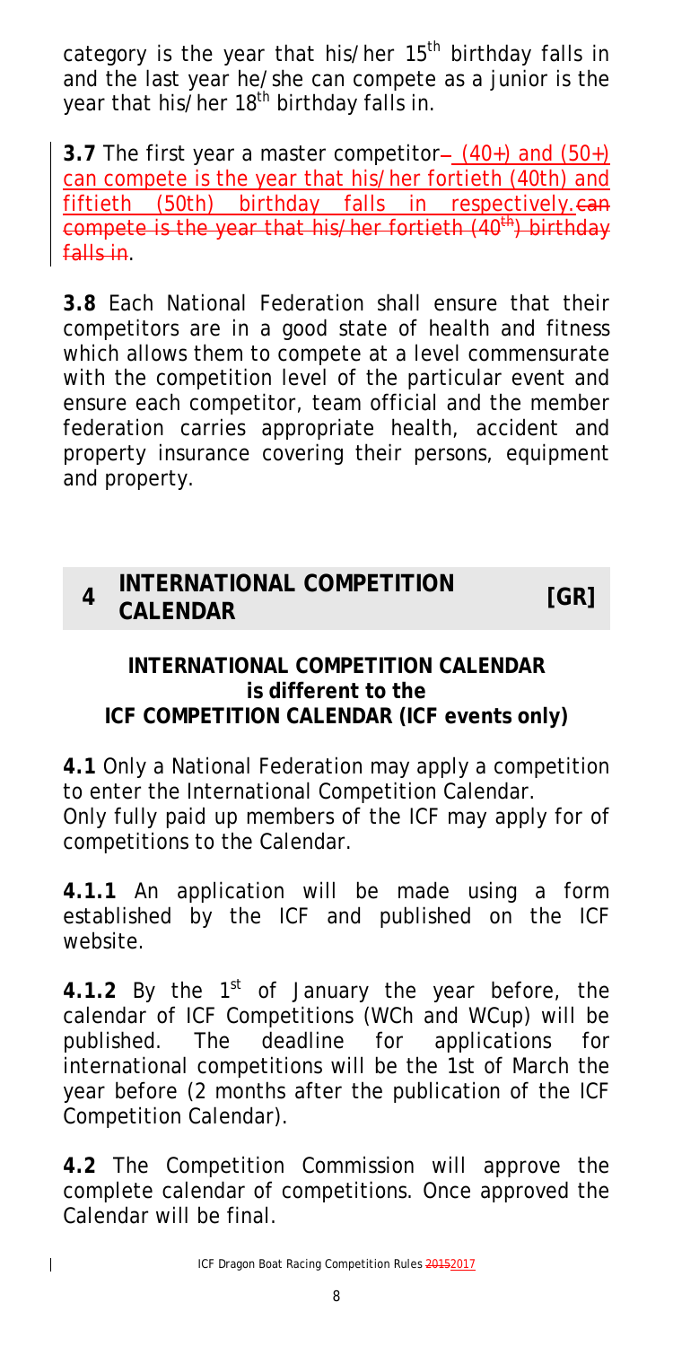category is the year that his/her 15th birthday falls in and the last year he/she can compete as a junior is the year that his/her 18th birthday falls in.

**3.7** The first year a master competitor – (40+) and (50+) can compete is the year that his/her fortieth (40th) and fiftieth (50th) birthday falls in respectively. ~~can compete is the year that his/her fortieth (40th) birthday falls in~~.

**3.8** Each National Federation shall ensure that their competitors are in a good state of health and fitness which allows them to compete at a level commensurate with the competition level of the particular event and ensure each competitor, team official and the member federation carries appropriate health, accident and property insurance covering their persons, equipment and property.

## 4 INTERNATIONAL COMPETITION CALENDAR [GR]

**INTERNATIONAL COMPETITION CALENDAR is different to the ICF COMPETITION CALENDAR (ICF events only)**

**4.1** Only a National Federation may apply a competition to enter the International Competition Calendar. Only fully paid up members of the ICF may apply for of competitions to the Calendar.

**4.1.1** An application will be made using a form established by the ICF and published on the ICF website.

**4.1.2** By the 1st of January the year before, the calendar of ICF Competitions (WCh and WCup) will be published. The deadline for applications for international competitions will be the 1st of March the year before (2 months after the publication of the ICF Competition Calendar).

**4.2** The Competition Commission will approve the complete calendar of competitions. Once approved the Calendar will be final.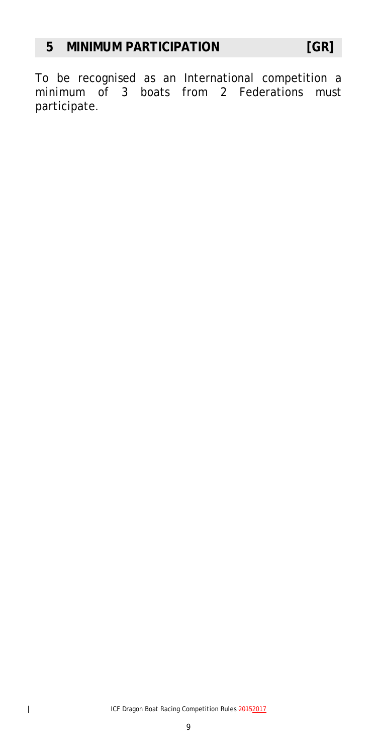## 5 MINIMUM PARTICIPATION [GR]

To be recognised as an International competition a minimum of 3 boats from 2 Federations must participate.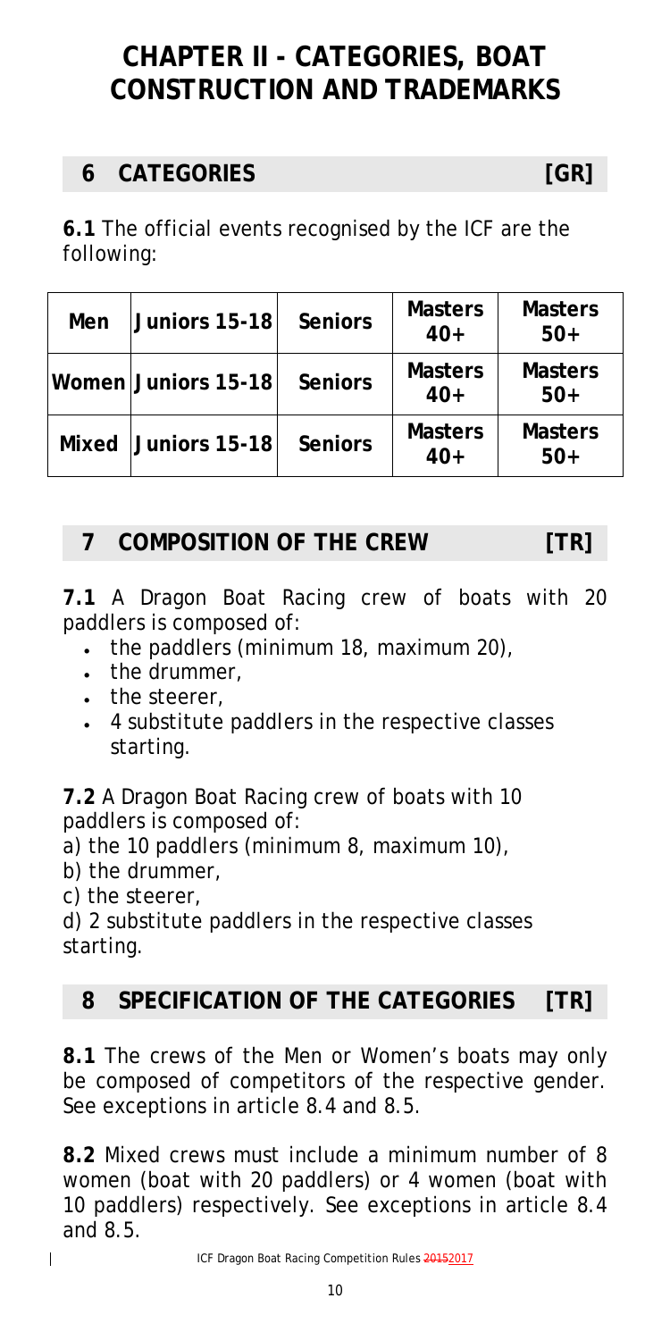# CHAPTER II - CATEGORIES, BOAT CONSTRUCTION AND TRADEMARKS

## 6 CATEGORIES [GR]

**6.1** The official events recognised by the ICF are the following:

| Men | Juniors 15-18 | Seniors | Masters 40+ | Masters 50+ |
|---|---|---|---|---|
| Women | Juniors 15-18 | Seniors | Masters 40+ | Masters 50+ |
| Mixed | Juniors 15-18 | Seniors | Masters 40+ | Masters 50+ |

## 7 COMPOSITION OF THE CREW [TR]

**7.1** A Dragon Boat Racing crew of boats with 20 paddlers is composed of:

- the paddlers (minimum 18, maximum 20),
- the drummer,
- the steerer,
- 4 substitute paddlers in the respective classes starting.

**7.2** A Dragon Boat Racing crew of boats with 10 paddlers is composed of:

a) the 10 paddlers (minimum 8, maximum 10),
b) the drummer,
c) the steerer,
d) 2 substitute paddlers in the respective classes starting.

## 8 SPECIFICATION OF THE CATEGORIES [TR]

**8.1** The crews of the Men or Women's boats may only be composed of competitors of the respective gender. See exceptions in article 8.4 and 8.5.

**8.2** Mixed crews must include a minimum number of 8 women (boat with 20 paddlers) or 4 women (boat with 10 paddlers) respectively. See exceptions in article 8.4 and 8.5.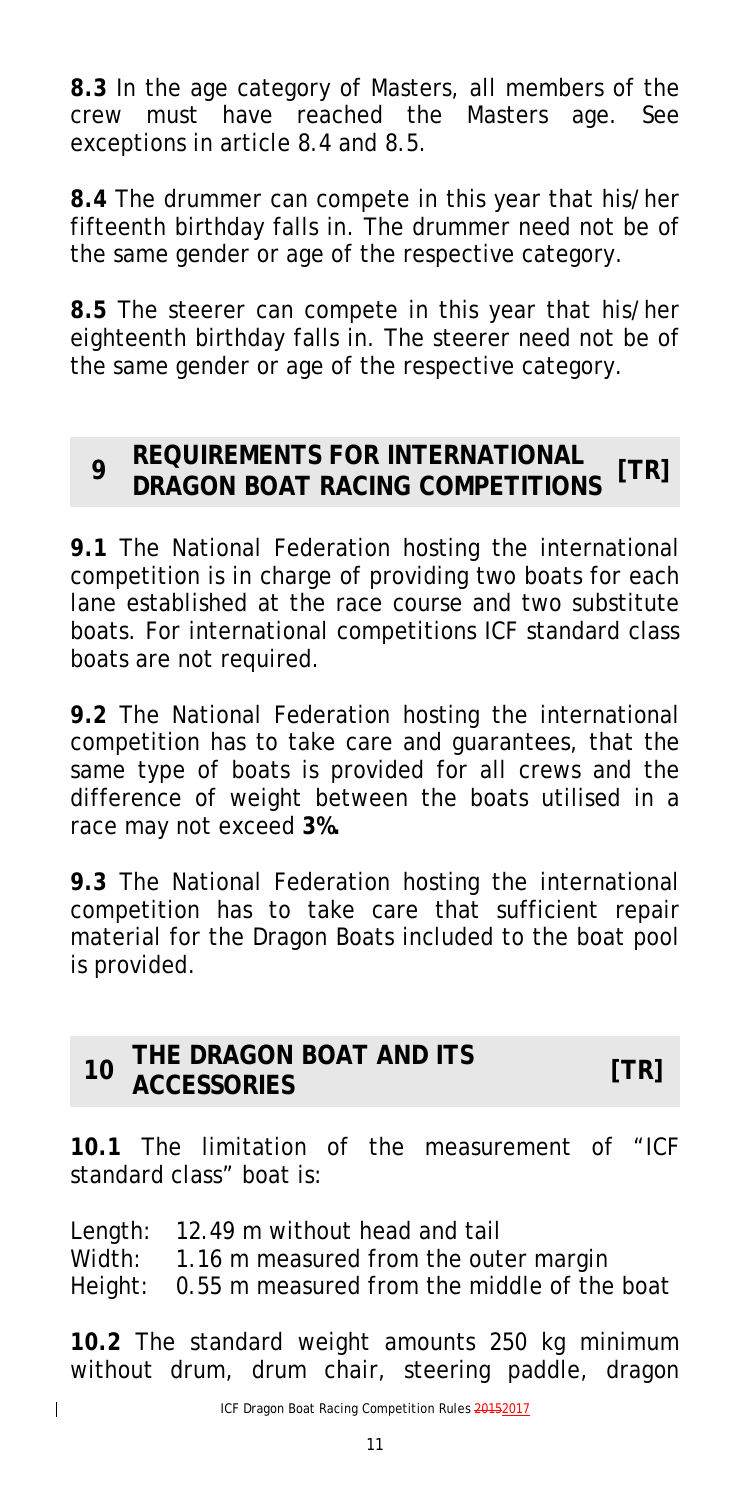**8.3** In the age category of Masters, all members of the crew must have reached the Masters age. See exceptions in article 8.4 and 8.5.

**8.4** The drummer can compete in this year that his/her fifteenth birthday falls in. The drummer need not be of the same gender or age of the respective category.

**8.5** The steerer can compete in this year that his/her eighteenth birthday falls in. The steerer need not be of the same gender or age of the respective category.

## 9 REQUIREMENTS FOR INTERNATIONAL DRAGON BOAT RACING COMPETITIONS [TR]

**9.1** The National Federation hosting the international competition is in charge of providing two boats for each lane established at the race course and two substitute boats. For international competitions ICF standard class boats are not required.

**9.2** The National Federation hosting the international competition has to take care and guarantees, that the same type of boats is provided for all crews and the difference of weight between the boats utilised in a race may not exceed **3%.**

**9.3** The National Federation hosting the international competition has to take care that sufficient repair material for the Dragon Boats included to the boat pool is provided.

## 10 THE DRAGON BOAT AND ITS ACCESSORIES [TR]

**10.1** The limitation of the measurement of "ICF standard class" boat is:

Length: 12.49 m without head and tail
Width: 1.16 m measured from the outer margin
Height: 0.55 m measured from the middle of the boat

**10.2** The standard weight amounts 250 kg minimum without drum, drum chair, steering paddle, dragon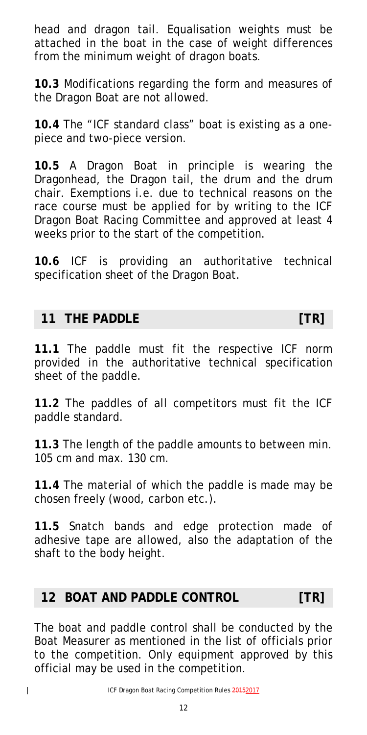head and dragon tail. Equalisation weights must be attached in the boat in the case of weight differences from the minimum weight of dragon boats.

**10.3** Modifications regarding the form and measures of the Dragon Boat are not allowed.

**10.4** The "ICF standard class" boat is existing as a one-piece and two-piece version.

**10.5** A Dragon Boat in principle is wearing the Dragonhead, the Dragon tail, the drum and the drum chair. Exemptions i.e. due to technical reasons on the race course must be applied for by writing to the ICF Dragon Boat Racing Committee and approved at least 4 weeks prior to the start of the competition.

**10.6** ICF is providing an authoritative technical specification sheet of the Dragon Boat.

## 11 THE PADDLE [TR]

**11.1** The paddle must fit the respective ICF norm provided in the authoritative technical specification sheet of the paddle.

**11.2** The paddles of all competitors must fit the ICF paddle standard.

**11.3** The length of the paddle amounts to between min. 105 cm and max. 130 cm.

**11.4** The material of which the paddle is made may be chosen freely (wood, carbon etc.).

**11.5** Snatch bands and edge protection made of adhesive tape are allowed, also the adaptation of the shaft to the body height.

## 12 BOAT AND PADDLE CONTROL [TR]

The boat and paddle control shall be conducted by the Boat Measurer as mentioned in the list of officials prior to the competition. Only equipment approved by this official may be used in the competition.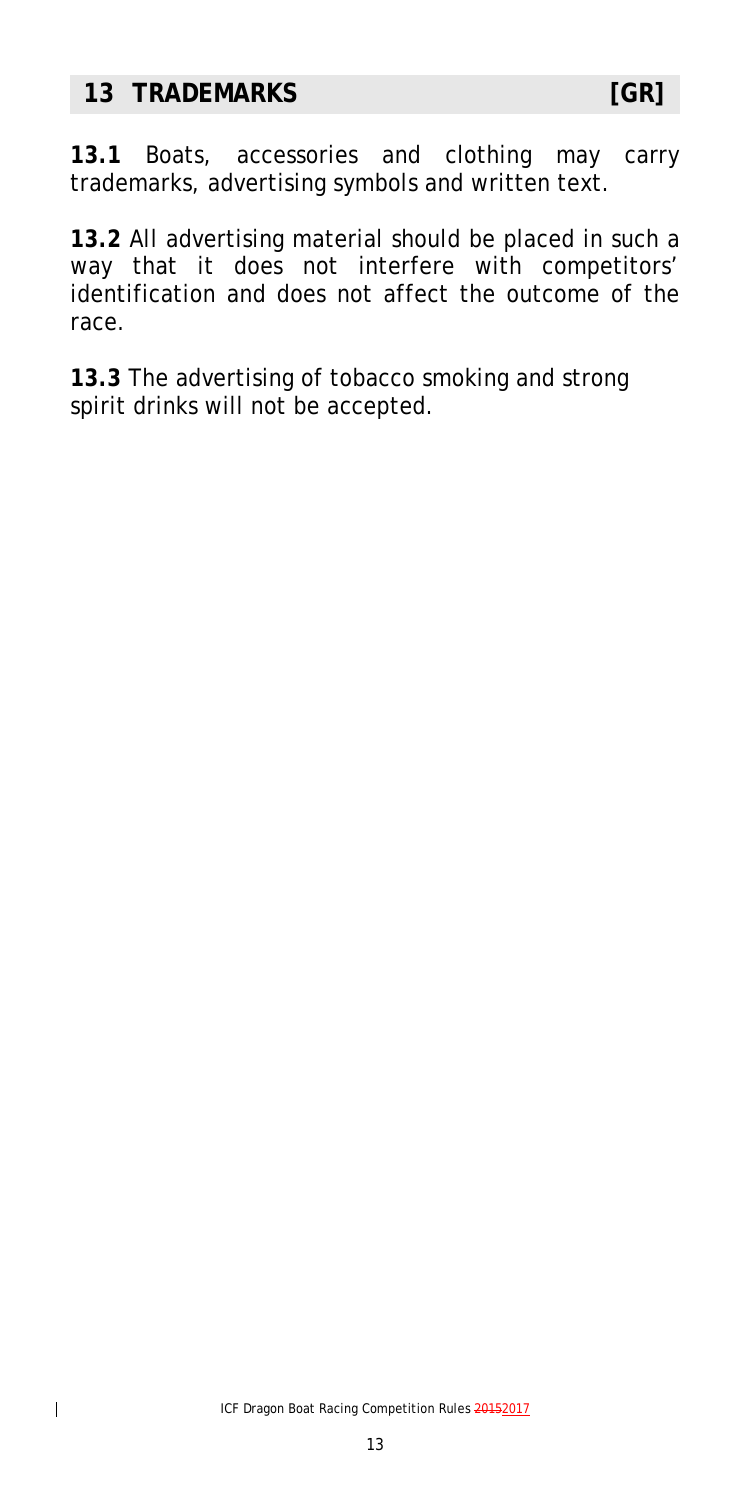## 13 TRADEMARKS [GR]

**13.1** Boats, accessories and clothing may carry trademarks, advertising symbols and written text.

**13.2** All advertising material should be placed in such a way that it does not interfere with competitors' identification and does not affect the outcome of the race.

**13.3** The advertising of tobacco smoking and strong spirit drinks will not be accepted.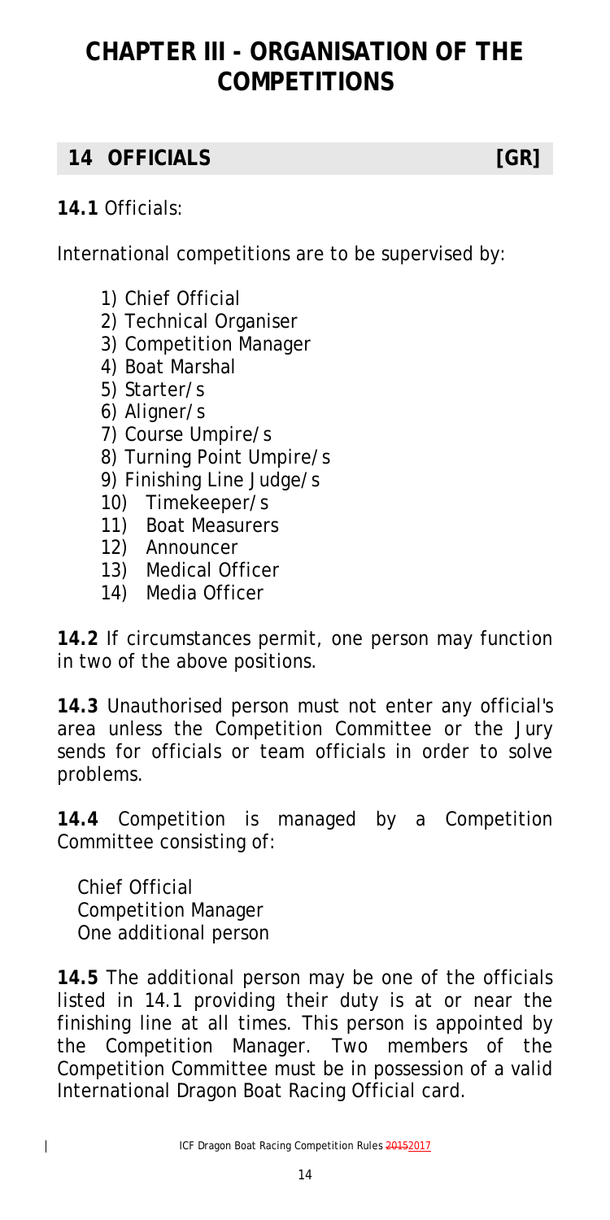# CHAPTER III - ORGANISATION OF THE COMPETITIONS

## 14 OFFICIALS [GR]

**14.1** Officials:

International competitions are to be supervised by:

1) Chief Official
2) Technical Organiser
3) Competition Manager
4) Boat Marshal
5) Starter/s
6) Aligner/s
7) Course Umpire/s
8) Turning Point Umpire/s
9) Finishing Line Judge/s
10) Timekeeper/s
11) Boat Measurers
12) Announcer
13) Medical Officer
14) Media Officer

**14.2** If circumstances permit, one person may function in two of the above positions.

**14.3** Unauthorised person must not enter any official's area unless the Competition Committee or the Jury sends for officials or team officials in order to solve problems.

**14.4** Competition is managed by a Competition Committee consisting of:

Chief Official
Competition Manager
One additional person

**14.5** The additional person may be one of the officials listed in 14.1 providing their duty is at or near the finishing line at all times. This person is appointed by the Competition Manager. Two members of the Competition Committee must be in possession of a valid International Dragon Boat Racing Official card.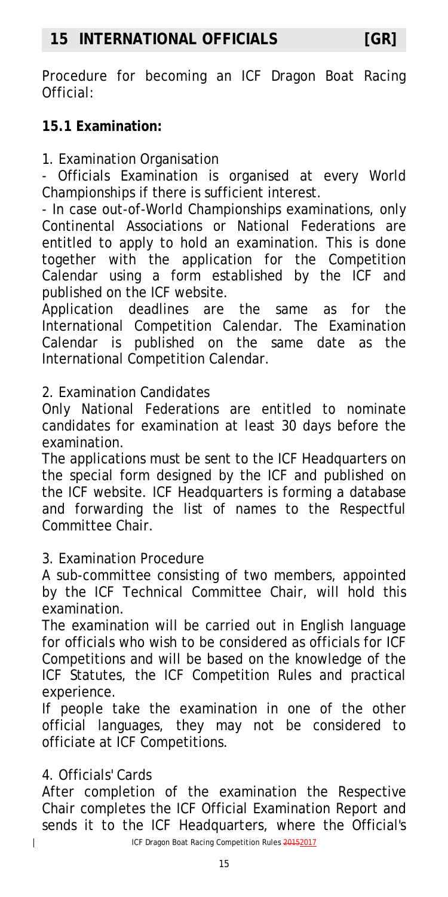## 15 INTERNATIONAL OFFICIALS [GR]

Procedure for becoming an ICF Dragon Boat Racing Official:

### 15.1 Examination:

1. Examination Organisation

- Officials Examination is organised at every World Championships if there is sufficient interest.
- In case out-of-World Championships examinations, only Continental Associations or National Federations are entitled to apply to hold an examination. This is done together with the application for the Competition Calendar using a form established by the ICF and published on the ICF website.

Application deadlines are the same as for the International Competition Calendar. The Examination Calendar is published on the same date as the International Competition Calendar.

2. Examination Candidates

Only National Federations are entitled to nominate candidates for examination at least 30 days before the examination.

The applications must be sent to the ICF Headquarters on the special form designed by the ICF and published on the ICF website. ICF Headquarters is forming a database and forwarding the list of names to the Respectful Committee Chair.

3. Examination Procedure

A sub-committee consisting of two members, appointed by the ICF Technical Committee Chair, will hold this examination.

The examination will be carried out in English language for officials who wish to be considered as officials for ICF Competitions and will be based on the knowledge of the ICF Statutes, the ICF Competition Rules and practical experience.

If people take the examination in one of the other official languages, they may not be considered to officiate at ICF Competitions.

4. Officials' Cards

After completion of the examination the Respective Chair completes the ICF Official Examination Report and sends it to the ICF Headquarters, where the Official's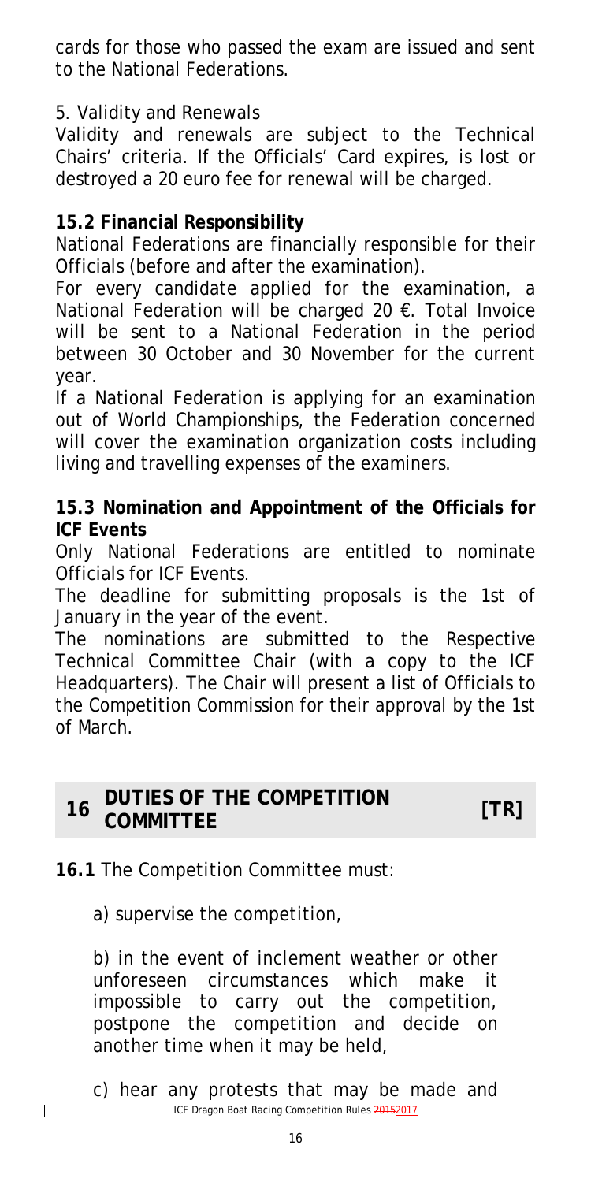cards for those who passed the exam are issued and sent to the National Federations.

5. Validity and Renewals

Validity and renewals are subject to the Technical Chairs' criteria. If the Officials' Card expires, is lost or destroyed a 20 euro fee for renewal will be charged.

### 15.2 Financial Responsibility

National Federations are financially responsible for their Officials (before and after the examination).

For every candidate applied for the examination, a National Federation will be charged 20 €. Total Invoice will be sent to a National Federation in the period between 30 October and 30 November for the current year.

If a National Federation is applying for an examination out of World Championships, the Federation concerned will cover the examination organization costs including living and travelling expenses of the examiners.

### 15.3 Nomination and Appointment of the Officials for ICF Events

Only National Federations are entitled to nominate Officials for ICF Events.

The deadline for submitting proposals is the 1st of January in the year of the event.

The nominations are submitted to the Respective Technical Committee Chair (with a copy to the ICF Headquarters). The Chair will present a list of Officials to the Competition Commission for their approval by the 1st of March.

## 16 DUTIES OF THE COMPETITION COMMITTEE [TR]

**16.1** The Competition Committee must:

a) supervise the competition,

b) in the event of inclement weather or other unforeseen circumstances which make it impossible to carry out the competition, postpone the competition and decide on another time when it may be held,

c) hear any protests that may be made and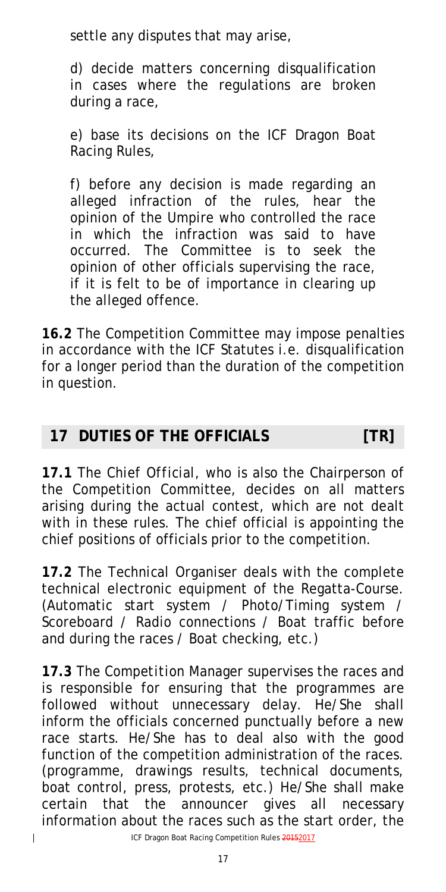settle any disputes that may arise,

d) decide matters concerning disqualification in cases where the regulations are broken during a race,

e) base its decisions on the ICF Dragon Boat Racing Rules,

f) before any decision is made regarding an alleged infraction of the rules, hear the opinion of the Umpire who controlled the race in which the infraction was said to have occurred. The Committee is to seek the opinion of other officials supervising the race, if it is felt to be of importance in clearing up the alleged offence.

**16.2** The Competition Committee may impose penalties in accordance with the ICF Statutes i.e. disqualification for a longer period than the duration of the competition in question.

## 17 DUTIES OF THE OFFICIALS [TR]

**17.1** The *Chief Official*, who is also the Chairperson of the Competition Committee, decides on all matters arising during the actual contest, which are not dealt with in these rules. The chief official is appointing the chief positions of officials prior to the competition.

**17.2** The *Technical Organiser* deals with the complete technical electronic equipment of the Regatta-Course. (Automatic start system / Photo/Timing system / Scoreboard / Radio connections / Boat traffic before and during the races / Boat checking, etc.)

**17.3** The *Competition Manager* supervises the races and is responsible for ensuring that the programmes are followed without unnecessary delay. He/She shall inform the officials concerned punctually before a new race starts. He/She has to deal also with the good function of the competition administration of the races. (programme, drawings results, technical documents, boat control, press, protests, etc.) He/She shall make certain that the announcer gives all necessary information about the races such as the start order, the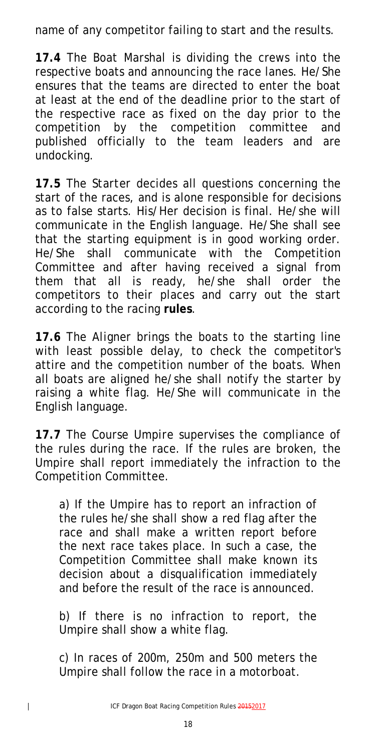name of any competitor failing to start and the results.

**17.4** The Boat Marshal is dividing the crews into the respective boats and announcing the race lanes. He/She ensures that the teams are directed to enter the boat at least at the end of the deadline prior to the start of the respective race as fixed on the day prior to the competition by the competition committee and published officially to the team leaders and are undocking.

**17.5** The Starter decides all questions concerning the start of the races, and is alone responsible for decisions as to false starts. His/Her decision is final. He/she will communicate in the English language. He/She shall see that the starting equipment is in good working order. He/She shall communicate with the Competition Committee and after having received a signal from them that all is ready, he/she shall order the competitors to their places and carry out the start according to the racing **rules**.

**17.6** The Aligner brings the boats to the starting line with least possible delay, to check the competitor's attire and the competition number of the boats. When all boats are aligned he/she shall notify the starter by raising a white flag. He/She will communicate in the English language.

**17.7** The Course Umpire supervises the compliance of the rules during the race. If the rules are broken, the Umpire shall report immediately the infraction to the Competition Committee.

a) If the Umpire has to report an infraction of the rules he/she shall show a red flag after the race and shall make a written report before the next race takes place. In such a case, the Competition Committee shall make known its decision about a disqualification immediately and before the result of the race is announced.

b) If there is no infraction to report, the Umpire shall show a white flag.

c) In races of 200m, 250m and 500 meters the Umpire shall follow the race in a motorboat.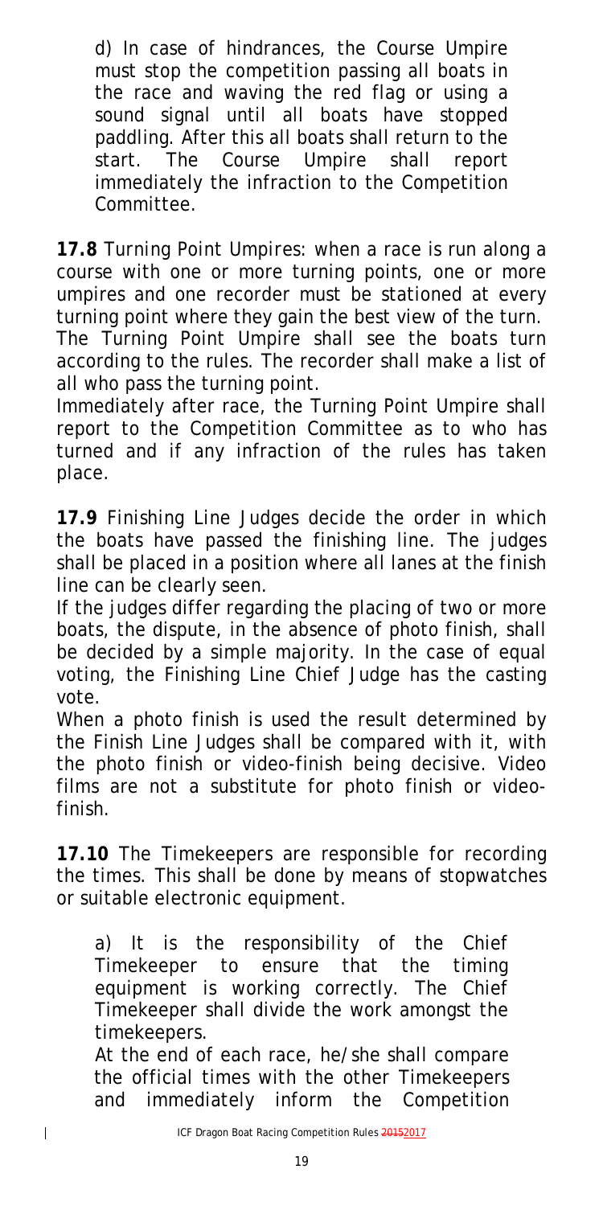d) In case of hindrances, the Course Umpire must stop the competition passing all boats in the race and waving the red flag or using a sound signal until all boats have stopped paddling. After this all boats shall return to the start. The Course Umpire shall report immediately the infraction to the Competition Committee.

**17.8** Turning Point Umpires: when a race is run along a course with one or more turning points, one or more umpires and one recorder must be stationed at every turning point where they gain the best view of the turn. The Turning Point Umpire shall see the boats turn according to the rules. The recorder shall make a list of all who pass the turning point.

Immediately after race, the Turning Point Umpire shall report to the Competition Committee as to who has turned and if any infraction of the rules has taken place.

**17.9** Finishing Line Judges decide the order in which the boats have passed the finishing line. The judges shall be placed in a position where all lanes at the finish line can be clearly seen.

If the judges differ regarding the placing of two or more boats, the dispute, in the absence of photo finish, shall be decided by a simple majority. In the case of equal voting, the Finishing Line Chief Judge has the casting vote.

When a photo finish is used the result determined by the Finish Line Judges shall be compared with it, with the photo finish or video-finish being decisive. Video films are not a substitute for photo finish or video-finish.

**17.10** The Timekeepers are responsible for recording the times. This shall be done by means of stopwatches or suitable electronic equipment.

a) It is the responsibility of the Chief Timekeeper to ensure that the timing equipment is working correctly. The Chief Timekeeper shall divide the work amongst the timekeepers.

At the end of each race, he/she shall compare the official times with the other Timekeepers and immediately inform the Competition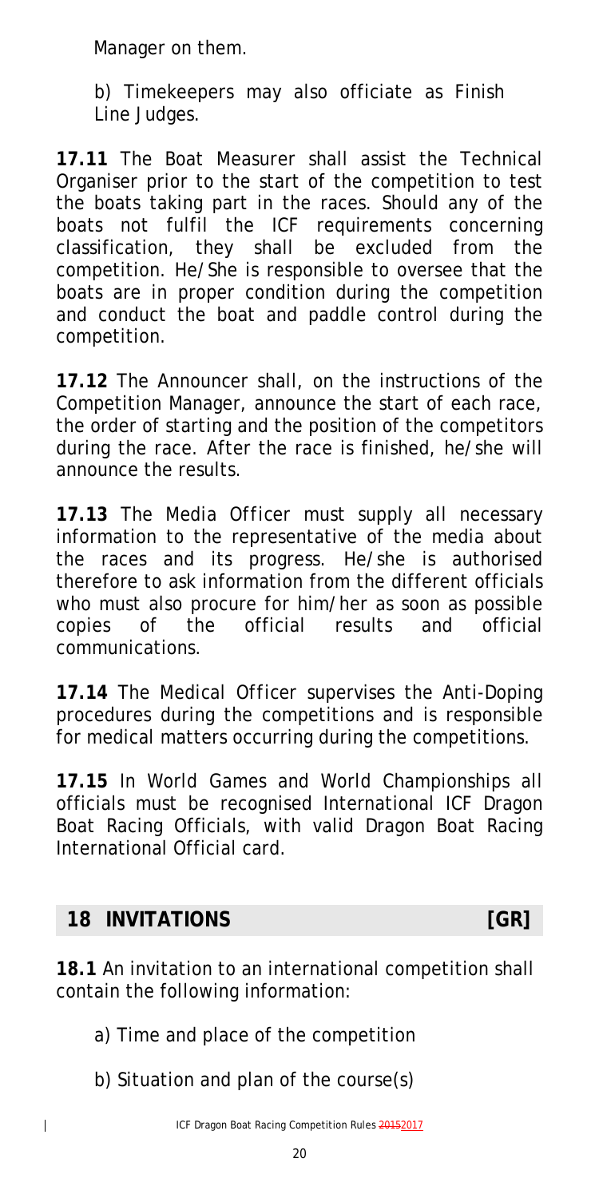Manager on them.

b) Timekeepers may also officiate as Finish Line Judges.

**17.11** The Boat Measurer shall assist the Technical Organiser prior to the start of the competition to test the boats taking part in the races. Should any of the boats not fulfil the ICF requirements concerning classification, they shall be excluded from the competition. He/She is responsible to oversee that the boats are in proper condition during the competition and conduct the boat and paddle control during the competition.

**17.12** The Announcer shall, on the instructions of the Competition Manager, announce the start of each race, the order of starting and the position of the competitors during the race. After the race is finished, he/she will announce the results.

**17.13** The Media Officer must supply all necessary information to the representative of the media about the races and its progress. He/she is authorised therefore to ask information from the different officials who must also procure for him/her as soon as possible copies of the official results and official communications.

**17.14** The Medical Officer supervises the Anti-Doping procedures during the competitions and is responsible for medical matters occurring during the competitions.

**17.15** In World Games and World Championships all officials must be recognised International ICF Dragon Boat Racing Officials, with valid Dragon Boat Racing International Official card.

## 18 INVITATIONS [GR]

**18.1** An invitation to an international competition shall contain the following information:

a) Time and place of the competition

b) Situation and plan of the course(s)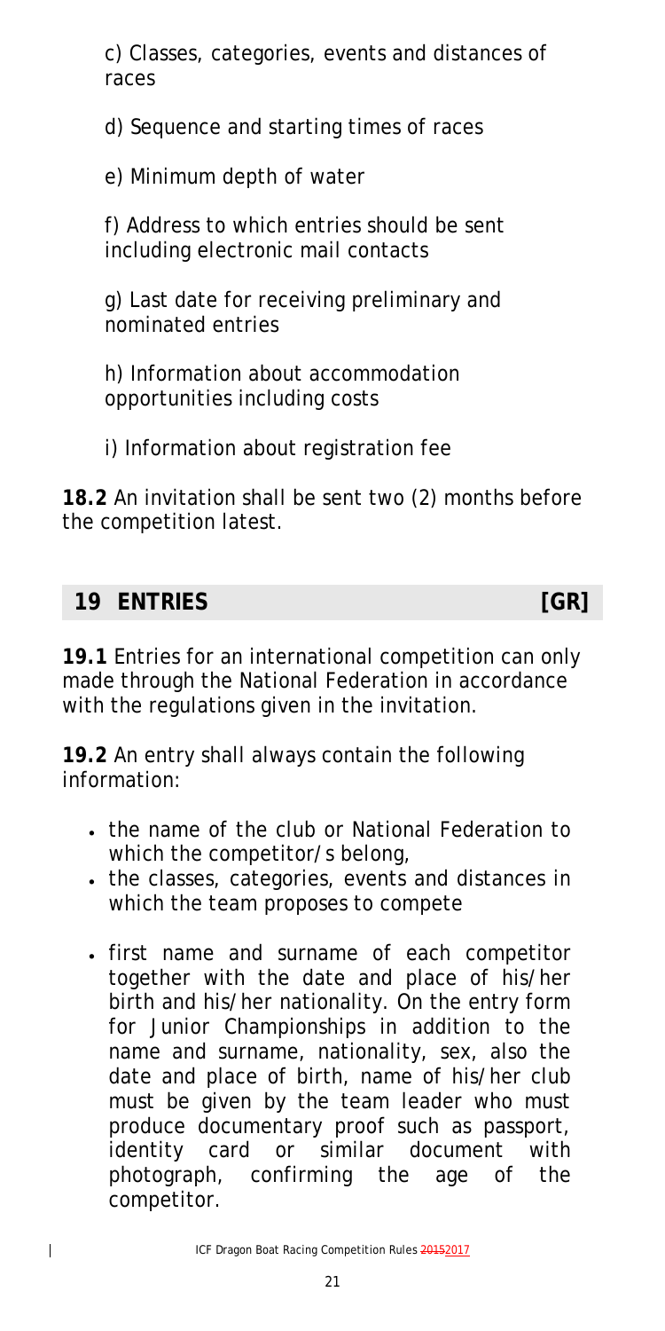c) Classes, categories, events and distances of races

d) Sequence and starting times of races

e) Minimum depth of water

f) Address to which entries should be sent including electronic mail contacts

g) Last date for receiving preliminary and nominated entries

h) Information about accommodation opportunities including costs

i) Information about registration fee

**18.2** An invitation shall be sent two (2) months before the competition latest.

## 19 ENTRIES [GR]

**19.1** Entries for an international competition can only made through the National Federation in accordance with the regulations given in the invitation.

**19.2** An entry shall always contain the following information:

- the name of the club or National Federation to which the competitor/s belong,
- the classes, categories, events and distances in which the team proposes to compete
- first name and surname of each competitor together with the date and place of his/her birth and his/her nationality. On the entry form for Junior Championships in addition to the name and surname, nationality, sex, also the date and place of birth, name of his/her club must be given by the team leader who must produce documentary proof such as passport, identity card or similar document with photograph, confirming the age of the competitor.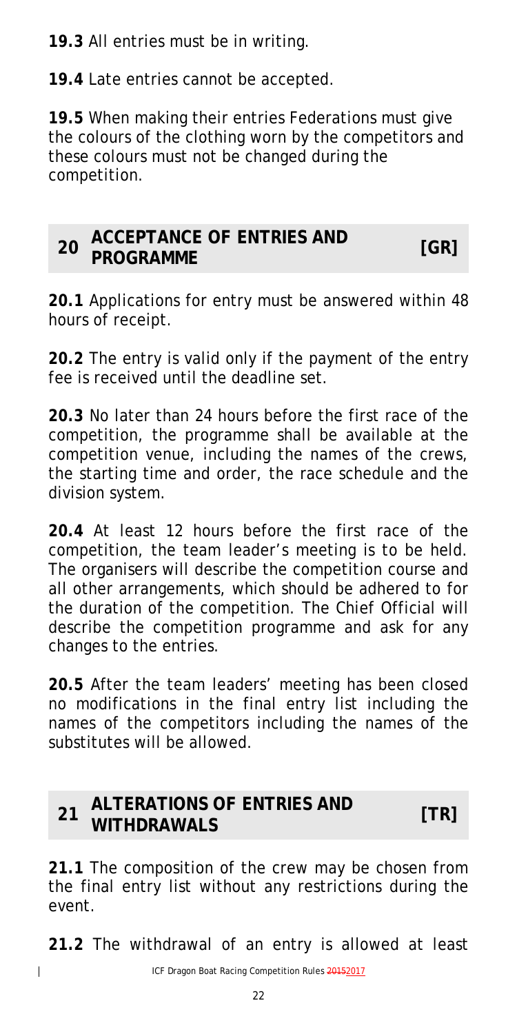**19.3** All entries must be in writing.

**19.4** Late entries cannot be accepted.

**19.5** When making their entries Federations must give the colours of the clothing worn by the competitors and these colours must not be changed during the competition.

## 20 ACCEPTANCE OF ENTRIES AND PROGRAMME [GR]

**20.1** Applications for entry must be answered within 48 hours of receipt.

**20.2** The entry is valid only if the payment of the entry fee is received until the deadline set.

**20.3** No later than 24 hours before the first race of the competition, the programme shall be available at the competition venue, including the names of the crews, the starting time and order, the race schedule and the division system.

**20.4** At least 12 hours before the first race of the competition, the team leader's meeting is to be held. The organisers will describe the competition course and all other arrangements, which should be adhered to for the duration of the competition. The Chief Official will describe the competition programme and ask for any changes to the entries.

**20.5** After the team leaders' meeting has been closed no modifications in the final entry list including the names of the competitors including the names of the substitutes will be allowed.

## 21 ALTERATIONS OF ENTRIES AND WITHDRAWALS [TR]

**21.1** The composition of the crew may be chosen from the final entry list without any restrictions during the event.

**21.2** The withdrawal of an entry is allowed at least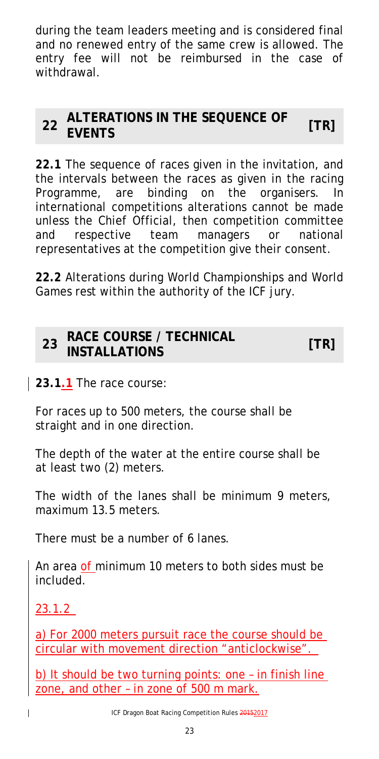during the team leaders meeting and is considered final and no renewed entry of the same crew is allowed. The entry fee will not be reimbursed in the case of withdrawal.

## 22 ALTERATIONS IN THE SEQUENCE OF EVENTS [TR]

**22.1** The sequence of races given in the invitation, and the intervals between the races as given in the racing Programme, are binding on the organisers. In international competitions alterations cannot be made unless the Chief Official, then competition committee and respective team managers or national representatives at the competition give their consent.

**22.2** Alterations during World Championships and World Games rest within the authority of the ICF jury.

## 23 RACE COURSE / TECHNICAL INSTALLATIONS [TR]

**23.1.1** The race course:

For races up to 500 meters, the course shall be straight and in one direction.

The depth of the water at the entire course shall be at least two (2) meters.

The width of the lanes shall be minimum 9 meters, maximum 13.5 meters.

There must be a number of 6 lanes.

An area of minimum 10 meters to both sides must be included.

23.1.2

a) For 2000 meters pursuit race the course should be circular with movement direction "anticlockwise".

b) It should be two turning points: one – in finish line zone, and other – in zone of 500 m mark.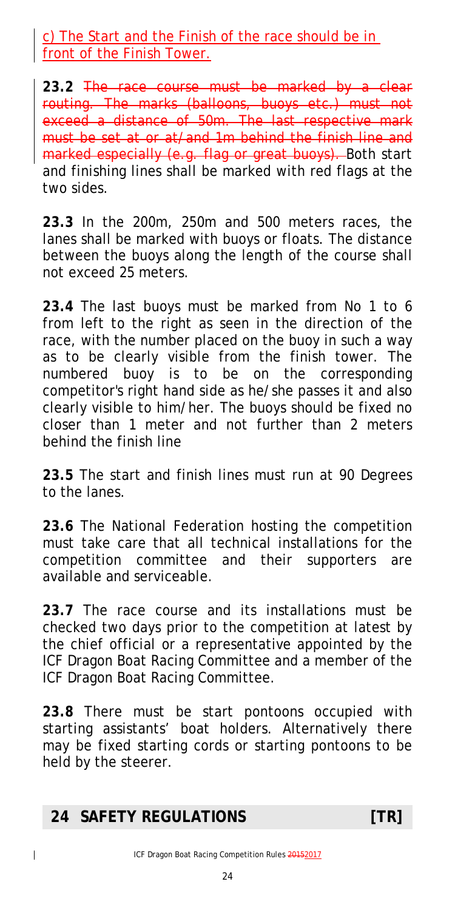c) The Start and the Finish of the race should be in front of the Finish Tower.

**23.2** ~~The race course must be marked by a clear routing. The marks (balloons, buoys etc.) must not exceed a distance of 50m. The last respective mark must be set at or at/and 1m behind the finish line and marked especially (e.g. flag or great buoys).~~ Both start and finishing lines shall be marked with red flags at the two sides.

**23.3** In the 200m, 250m and 500 meters races, the lanes shall be marked with buoys or floats. The distance between the buoys along the length of the course shall not exceed 25 meters.

**23.4** The last buoys must be marked from No 1 to 6 from left to the right as seen in the direction of the race, with the number placed on the buoy in such a way as to be clearly visible from the finish tower. The numbered buoy is to be on the corresponding competitor's right hand side as he/she passes it and also clearly visible to him/her. The buoys should be fixed no closer than 1 meter and not further than 2 meters behind the finish line

**23.5** The start and finish lines must run at 90 Degrees to the lanes.

**23.6** The National Federation hosting the competition must take care that all technical installations for the competition committee and their supporters are available and serviceable.

**23.7** The race course and its installations must be checked two days prior to the competition at latest by the chief official or a representative appointed by the ICF Dragon Boat Racing Committee and a member of the ICF Dragon Boat Racing Committee.

**23.8** There must be start pontoons occupied with starting assistants' boat holders. Alternatively there may be fixed starting cords or starting pontoons to be held by the steerer.

## 24 SAFETY REGULATIONS [TR]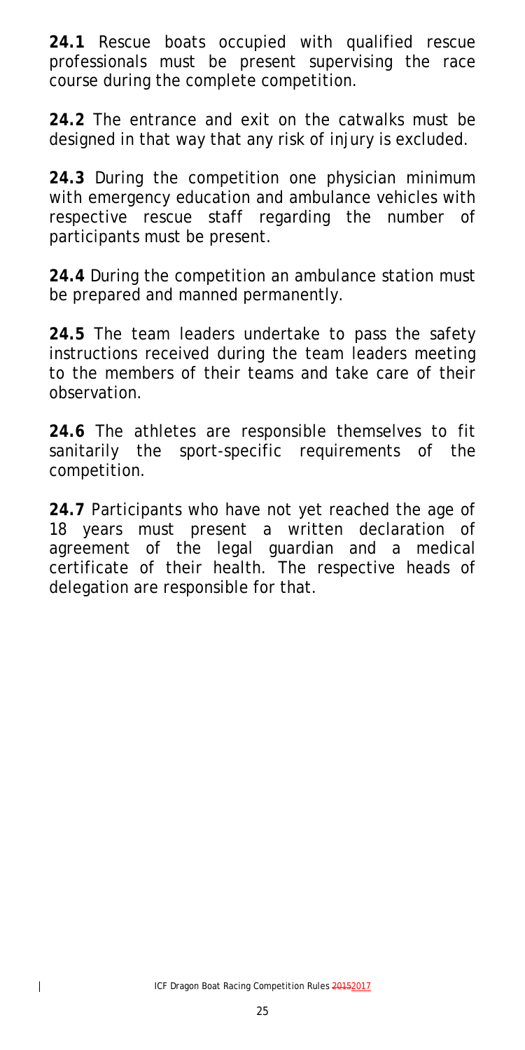**24.1** Rescue boats occupied with qualified rescue professionals must be present supervising the race course during the complete competition.

**24.2** The entrance and exit on the catwalks must be designed in that way that any risk of injury is excluded.

**24.3** During the competition one physician minimum with emergency education and ambulance vehicles with respective rescue staff regarding the number of participants must be present.

**24.4** During the competition an ambulance station must be prepared and manned permanently.

**24.5** The team leaders undertake to pass the safety instructions received during the team leaders meeting to the members of their teams and take care of their observation.

**24.6** The athletes are responsible themselves to fit sanitarily the sport-specific requirements of the competition.

**24.7** Participants who have not yet reached the age of 18 years must present a written declaration of agreement of the legal guardian and a medical certificate of their health. The respective heads of delegation are responsible for that.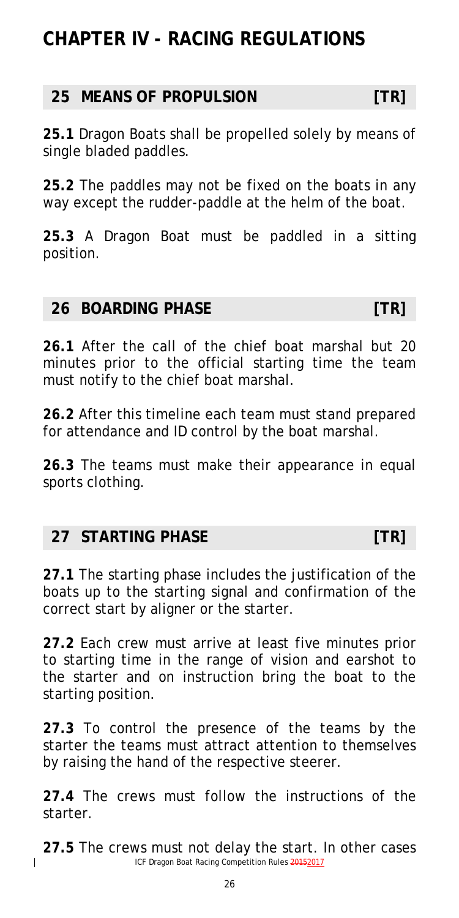# CHAPTER IV - RACING REGULATIONS

## 25 MEANS OF PROPULSION [TR]

**25.1** Dragon Boats shall be propelled solely by means of single bladed paddles.

**25.2** The paddles may not be fixed on the boats in any way except the rudder-paddle at the helm of the boat.

**25.3** A Dragon Boat must be paddled in a sitting position.

## 26 BOARDING PHASE [TR]

**26.1** After the call of the chief boat marshal but 20 minutes prior to the official starting time the team must notify to the chief boat marshal.

**26.2** After this timeline each team must stand prepared for attendance and ID control by the boat marshal.

**26.3** The teams must make their appearance in equal sports clothing.

## 27 STARTING PHASE [TR]

**27.1** The starting phase includes the justification of the boats up to the starting signal and confirmation of the correct start by aligner or the starter.

**27.2** Each crew must arrive at least five minutes prior to starting time in the range of vision and earshot to the starter and on instruction bring the boat to the starting position.

**27.3** To control the presence of the teams by the starter the teams must attract attention to themselves by raising the hand of the respective steerer.

**27.4** The crews must follow the instructions of the starter.

**27.5** The crews must not delay the start. In other cases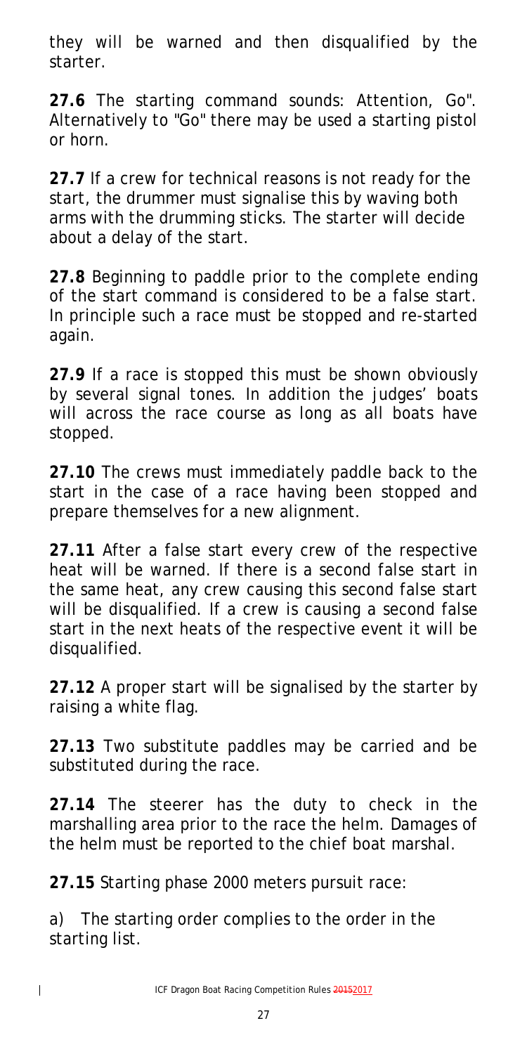they will be warned and then disqualified by the starter.

**27.6** The starting command sounds: Attention, Go". Alternatively to "Go" there may be used a starting pistol or horn.

**27.7** If a crew for technical reasons is not ready for the start, the drummer must signalise this by waving both arms with the drumming sticks. The starter will decide about a delay of the start.

**27.8** Beginning to paddle prior to the complete ending of the start command is considered to be a false start. In principle such a race must be stopped and re-started again.

**27.9** If a race is stopped this must be shown obviously by several signal tones. In addition the judges' boats will across the race course as long as all boats have stopped.

**27.10** The crews must immediately paddle back to the start in the case of a race having been stopped and prepare themselves for a new alignment.

**27.11** After a false start every crew of the respective heat will be warned. If there is a second false start in the same heat, any crew causing this second false start will be disqualified. If a crew is causing a second false start in the next heats of the respective event it will be disqualified.

**27.12** A proper start will be signalised by the starter by raising a white flag.

**27.13** Two substitute paddles may be carried and be substituted during the race.

**27.14** The steerer has the duty to check in the marshalling area prior to the race the helm. Damages of the helm must be reported to the chief boat marshal.

**27.15** Starting phase 2000 meters pursuit race:

a) The starting order complies to the order in the starting list.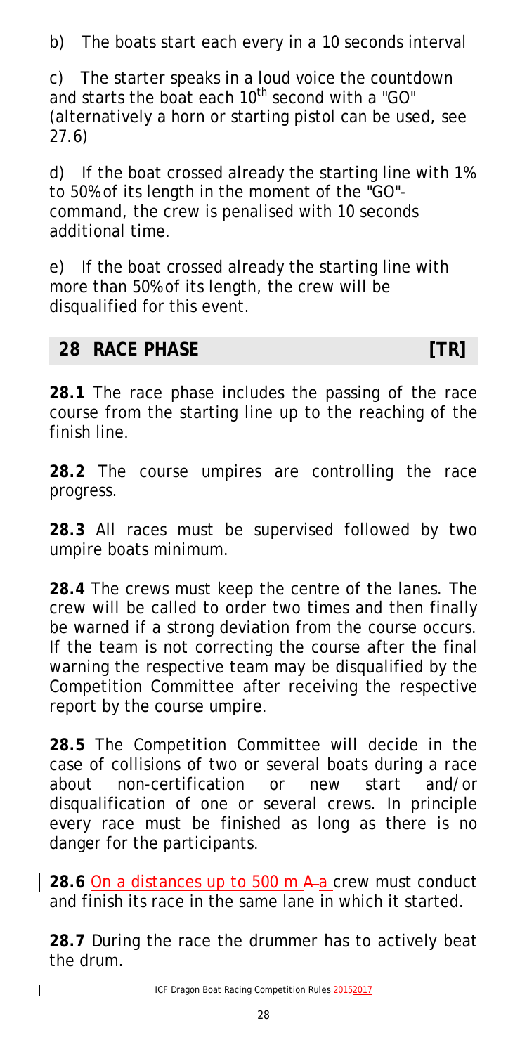b) The boats start each every in a 10 seconds interval

c) The starter speaks in a loud voice the countdown and starts the boat each 10th second with a "GO" (alternatively a horn or starting pistol can be used, see 27.6)

d) If the boat crossed already the starting line with 1% to 50% of its length in the moment of the "GO"-command, the crew is penalised with 10 seconds additional time.

e) If the boat crossed already the starting line with more than 50% of its length, the crew will be disqualified for this event.

## 28 RACE PHASE [TR]

**28.1** The race phase includes the passing of the race course from the starting line up to the reaching of the finish line.

**28.2** The course umpires are controlling the race progress.

**28.3** All races must be supervised followed by two umpire boats minimum.

**28.4** The crews must keep the centre of the lanes. The crew will be called to order two times and then finally be warned if a strong deviation from the course occurs. If the team is not correcting the course after the final warning the respective team may be disqualified by the Competition Committee after receiving the respective report by the course umpire.

**28.5** The Competition Committee will decide in the case of collisions of two or several boats during a race about non-certification or new start and/or disqualification of one or several crews. In principle every race must be finished as long as there is no danger for the participants.

**28.6** On a distances up to 500 m ~~A~~ a crew must conduct and finish its race in the same lane in which it started.

**28.7** During the race the drummer has to actively beat the drum.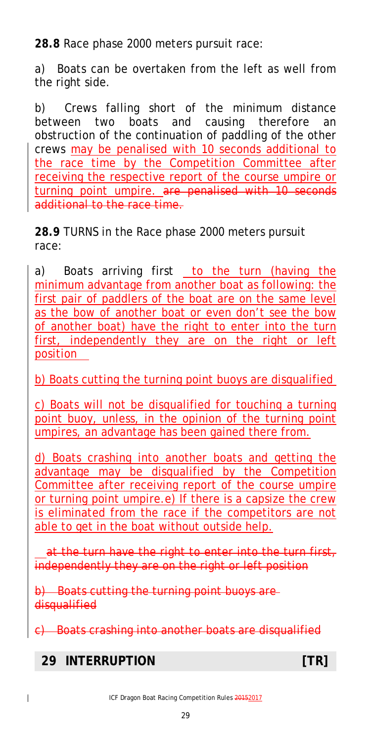**28.8** Race phase 2000 meters pursuit race:

a) Boats can be overtaken from the left as well from the right side.

b) Crews falling short of the minimum distance between two boats and causing therefore an obstruction of the continuation of paddling of the other crews may be penalised with 10 seconds additional to the race time by the Competition Committee after receiving the respective report of the course umpire or turning point umpire. ~~are penalised with 10 seconds additional to the race time.~~

**28.9** TURNS in the Race phase 2000 meters pursuit race:

a) Boats arriving first to the turn (having the minimum advantage from another boat as following: the first pair of paddlers of the boat are on the same level as the bow of another boat or even don't see the bow of another boat) have the right to enter into the turn first, independently they are on the right or left position

b) Boats cutting the turning point buoys are disqualified

c) Boats will not be disqualified for touching a turning point buoy, unless, in the opinion of the turning point umpires, an advantage has been gained there from.

d) Boats crashing into another boats and getting the advantage may be disqualified by the Competition Committee after receiving report of the course umpire or turning point umpire. e) If there is a capsize the crew is eliminated from the race if the competitors are not able to get in the boat without outside help.

~~at the turn have the right to enter into the turn first, independently they are on the right or left position~~

~~b) Boats cutting the turning point buoys are disqualified~~

~~c) Boats crashing into another boats are disqualified~~

## 29 INTERRUPTION [TR]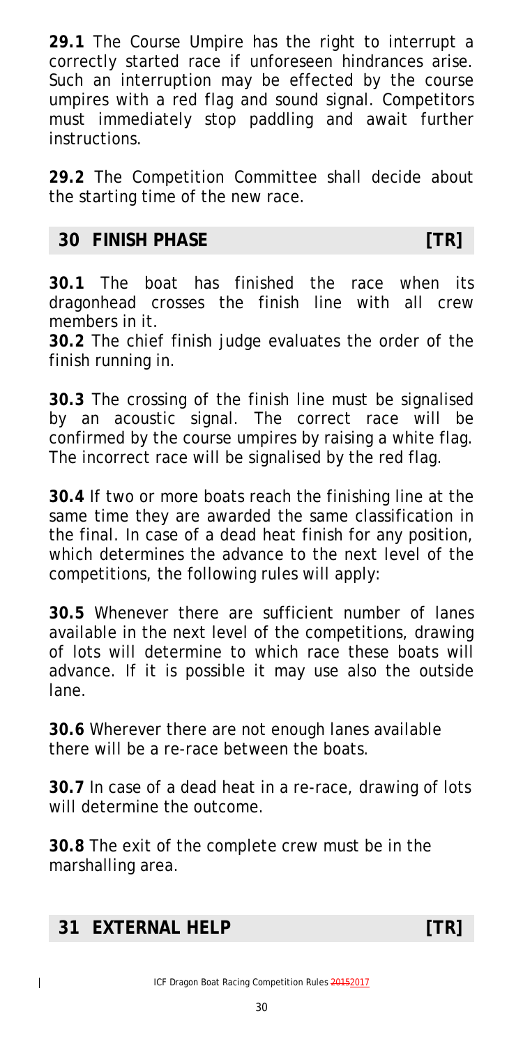**29.1** The Course Umpire has the right to interrupt a correctly started race if unforeseen hindrances arise. Such an interruption may be effected by the course umpires with a red flag and sound signal. Competitors must immediately stop paddling and await further instructions.

**29.2** The Competition Committee shall decide about the starting time of the new race.

## 30 FINISH PHASE [TR]

**30.1** The boat has finished the race when its dragonhead crosses the finish line with all crew members in it.

**30.2** The chief finish judge evaluates the order of the finish running in.

**30.3** The crossing of the finish line must be signalised by an acoustic signal. The correct race will be confirmed by the course umpires by raising a white flag. The incorrect race will be signalised by the red flag.

**30.4** If two or more boats reach the finishing line at the same time they are awarded the same classification in the final. In case of a dead heat finish for any position, which determines the advance to the next level of the competitions, the following rules will apply:

**30.5** Whenever there are sufficient number of lanes available in the next level of the competitions, drawing of lots will determine to which race these boats will advance. If it is possible it may use also the outside lane.

**30.6** Wherever there are not enough lanes available there will be a re-race between the boats.

**30.7** In case of a dead heat in a re-race, drawing of lots will determine the outcome.

**30.8** The exit of the complete crew must be in the marshalling area.

## 31 EXTERNAL HELP [TR]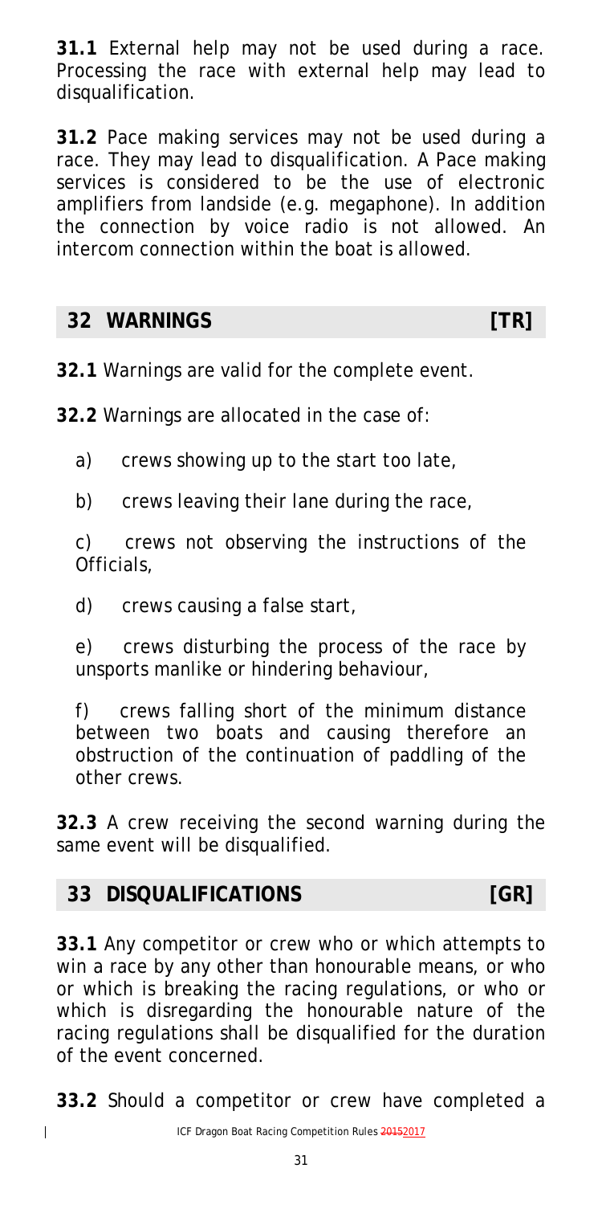**31.1** External help may not be used during a race. Processing the race with external help may lead to disqualification.

**31.2** Pace making services may not be used during a race. They may lead to disqualification. A Pace making services is considered to be the use of electronic amplifiers from landside (e.g. megaphone). In addition the connection by voice radio is not allowed. An intercom connection within the boat is allowed.

## 32 WARNINGS [TR]

**32.1** Warnings are valid for the complete event.

**32.2** Warnings are allocated in the case of:

a) crews showing up to the start too late,

b) crews leaving their lane during the race,

c) crews not observing the instructions of the Officials,

d) crews causing a false start,

e) crews disturbing the process of the race by unsports manlike or hindering behaviour,

f) crews falling short of the minimum distance between two boats and causing therefore an obstruction of the continuation of paddling of the other crews.

**32.3** A crew receiving the second warning during the same event will be disqualified.

## 33 DISQUALIFICATIONS [GR]

**33.1** Any competitor or crew who or which attempts to win a race by any other than honourable means, or who or which is breaking the racing regulations, or who or which is disregarding the honourable nature of the racing regulations shall be disqualified for the duration of the event concerned.

**33.2** Should a competitor or crew have completed a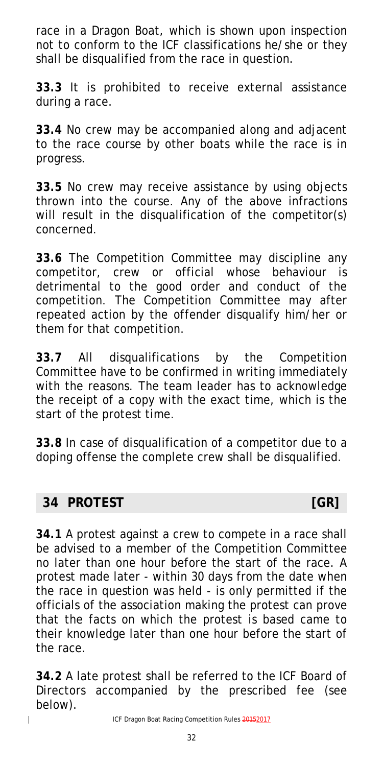race in a Dragon Boat, which is shown upon inspection not to conform to the ICF classifications he/she or they shall be disqualified from the race in question.

**33.3** It is prohibited to receive external assistance during a race.

**33.4** No crew may be accompanied along and adjacent to the race course by other boats while the race is in progress.

**33.5** No crew may receive assistance by using objects thrown into the course. Any of the above infractions will result in the disqualification of the competitor(s) concerned.

**33.6** The Competition Committee may discipline any competitor, crew or official whose behaviour is detrimental to the good order and conduct of the competition. The Competition Committee may after repeated action by the offender disqualify him/her or them for that competition.

**33.7** All disqualifications by the Competition Committee have to be confirmed in writing immediately with the reasons. The team leader has to acknowledge the receipt of a copy with the exact time, which is the start of the protest time.

**33.8** In case of disqualification of a competitor due to a doping offense the complete crew shall be disqualified.

## 34 PROTEST [GR]

**34.1** A protest against a crew to compete in a race shall be advised to a member of the Competition Committee no later than one hour before the start of the race. A protest made later - within 30 days from the date when the race in question was held - is only permitted if the officials of the association making the protest can prove that the facts on which the protest is based came to their knowledge later than one hour before the start of the race.

**34.2** A late protest shall be referred to the ICF Board of Directors accompanied by the prescribed fee (see below).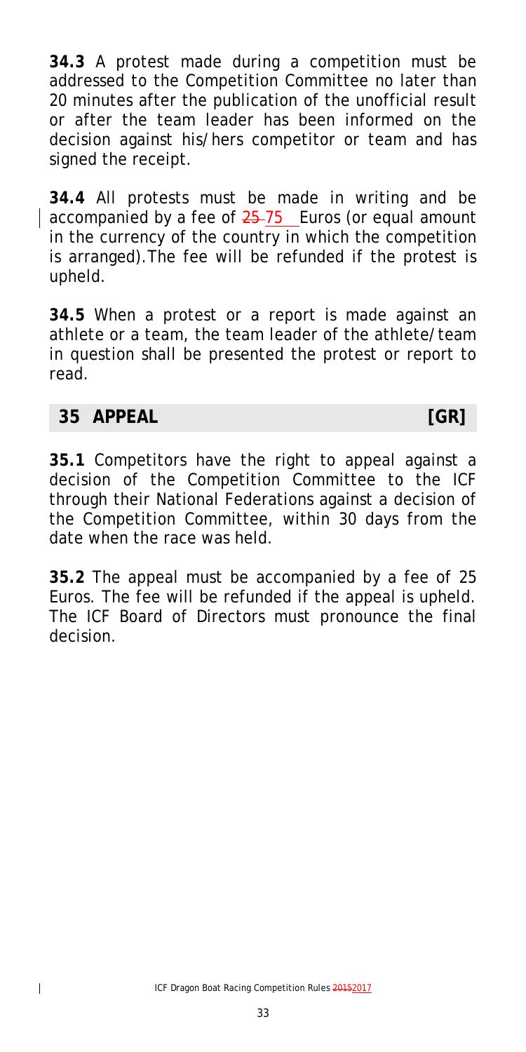**34.3** A protest made during a competition must be addressed to the Competition Committee no later than 20 minutes after the publication of the unofficial result or after the team leader has been informed on the decision against his/hers competitor or team and has signed the receipt.

**34.4** All protests must be made in writing and be accompanied by a fee of ~~25~~ 75 Euros (or equal amount in the currency of the country in which the competition is arranged).The fee will be refunded if the protest is upheld.

**34.5** When a protest or a report is made against an athlete or a team, the team leader of the athlete/team in question shall be presented the protest or report to read.

## 35 APPEAL [GR]

**35.1** Competitors have the right to appeal against a decision of the Competition Committee to the ICF through their National Federations against a decision of the Competition Committee, within 30 days from the date when the race was held.

**35.2** The appeal must be accompanied by a fee of 25 Euros. The fee will be refunded if the appeal is upheld. The ICF Board of Directors must pronounce the final decision.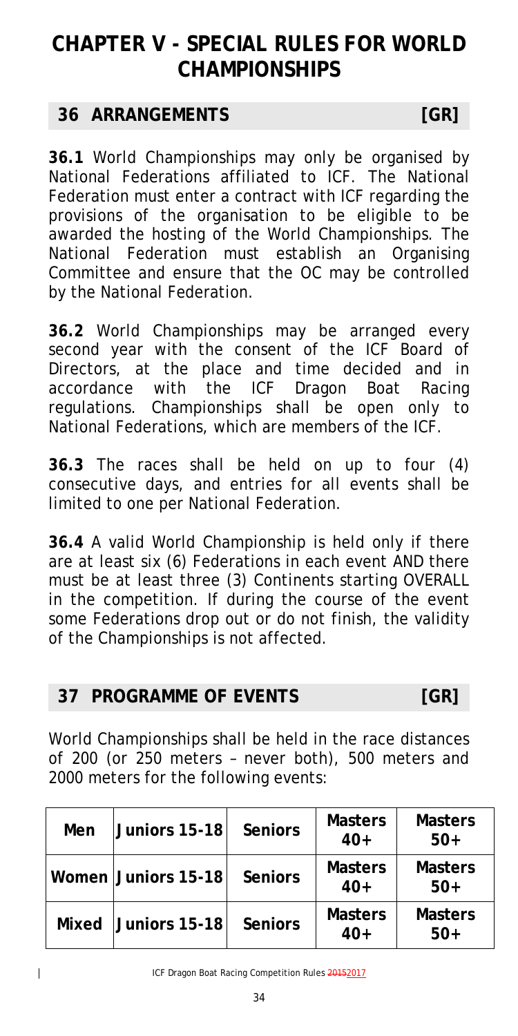# CHAPTER V - SPECIAL RULES FOR WORLD CHAMPIONSHIPS

## 36 ARRANGEMENTS [GR]

**36.1** World Championships may only be organised by National Federations affiliated to ICF. The National Federation must enter a contract with ICF regarding the provisions of the organisation to be eligible to be awarded the hosting of the World Championships. The National Federation must establish an Organising Committee and ensure that the OC may be controlled by the National Federation.

**36.2** World Championships may be arranged every second year with the consent of the ICF Board of Directors, at the place and time decided and in accordance with the ICF Dragon Boat Racing regulations. Championships shall be open only to National Federations, which are members of the ICF.

**36.3** The races shall be held on up to four (4) consecutive days, and entries for all events shall be limited to one per National Federation.

**36.4** A valid World Championship is held only if there are at least six (6) Federations in each event AND there must be at least three (3) Continents starting OVERALL in the competition. If during the course of the event some Federations drop out or do not finish, the validity of the Championships is not affected.

## 37 PROGRAMME OF EVENTS [GR]

World Championships shall be held in the race distances of 200 (or 250 meters – never both), 500 meters and 2000 meters for the following events:

| Men | Juniors 15-18 | Seniors | Masters 40+ | Masters 50+ |
|---|---|---|---|---|
| Women | Juniors 15-18 | Seniors | Masters 40+ | Masters 50+ |
| Mixed | Juniors 15-18 | Seniors | Masters 40+ | Masters 50+ |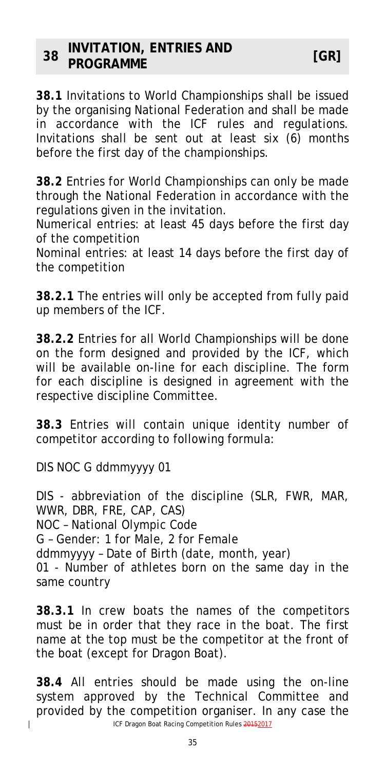## 38 INVITATION, ENTRIES AND PROGRAMME [GR]

**38.1** Invitations to World Championships shall be issued by the organising National Federation and shall be made in accordance with the ICF rules and regulations. Invitations shall be sent out at least six (6) months before the first day of the championships.

**38.2** Entries for World Championships can only be made through the National Federation in accordance with the regulations given in the invitation.

Numerical entries: at least 45 days before the first day of the competition

Nominal entries: at least 14 days before the first day of the competition

**38.2.1** The entries will only be accepted from fully paid up members of the ICF.

**38.2.2** Entries for all World Championships will be done on the form designed and provided by the ICF, which will be available on-line for each discipline. The form for each discipline is designed in agreement with the respective discipline Committee.

**38.3** Entries will contain unique identity number of competitor according to following formula:

DIS NOC G ddmmyyyy 01

DIS - abbreviation of the discipline (SLR, FWR, MAR, WWR, DBR, FRE, CAP, CAS)
NOC – National Olympic Code
G – Gender: 1 for Male, 2 for Female
ddmmyyyy – Date of Birth (date, month, year)
01 - Number of athletes born on the same day in the same country

**38.3.1** In crew boats the names of the competitors must be in order that they race in the boat. The first name at the top must be the competitor at the front of the boat (except for Dragon Boat).

**38.4** All entries should be made using the on-line system approved by the Technical Committee and provided by the competition organiser. In any case the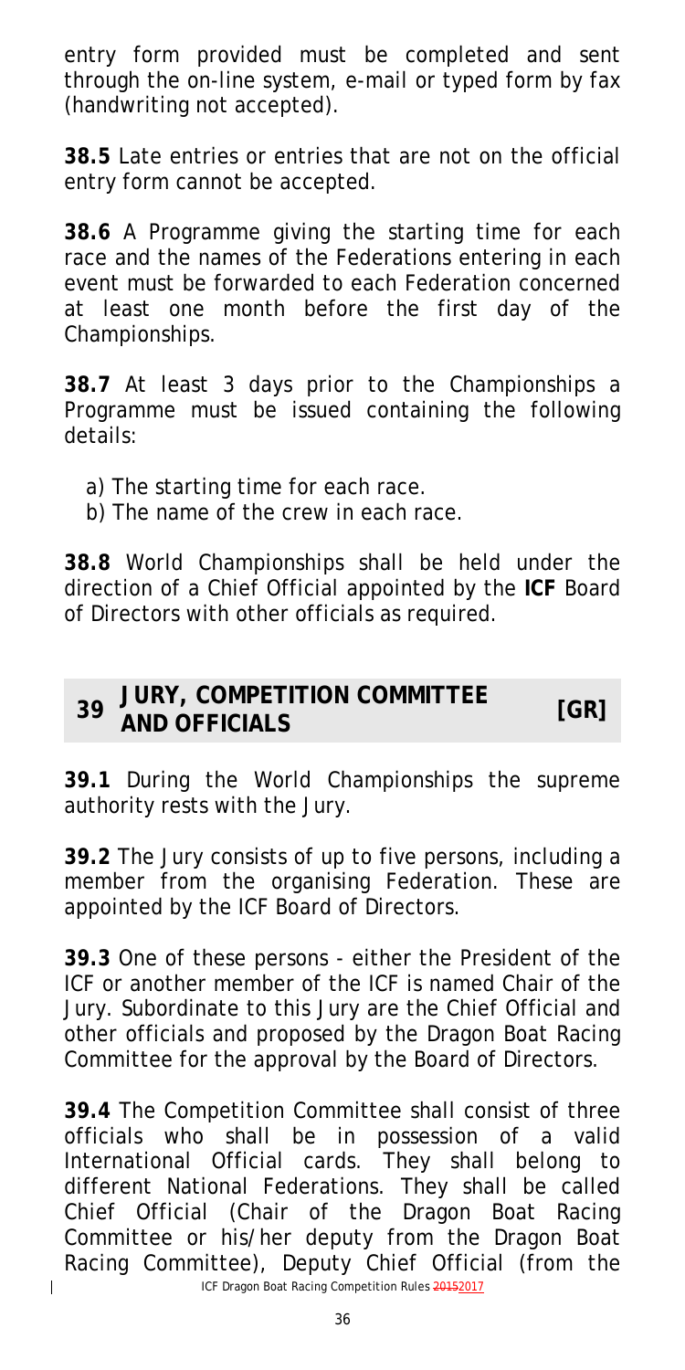entry form provided must be completed and sent through the on-line system, e-mail or typed form by fax (handwriting not accepted).

**38.5** Late entries or entries that are not on the official entry form cannot be accepted.

**38.6** A Programme giving the starting time for each race and the names of the Federations entering in each event must be forwarded to each Federation concerned at least one month before the first day of the Championships.

**38.7** At least 3 days prior to the Championships a Programme must be issued containing the following details:

a) The starting time for each race.
b) The name of the crew in each race.

**38.8** World Championships shall be held under the direction of a Chief Official appointed by the **ICF** Board of Directors with other officials as required.

## 39 JURY, COMPETITION COMMITTEE AND OFFICIALS [GR]

**39.1** During the World Championships the supreme authority rests with the Jury.

**39.2** The Jury consists of up to five persons, including a member from the organising Federation. These are appointed by the ICF Board of Directors.

**39.3** One of these persons - either the President of the ICF or another member of the ICF is named Chair of the Jury. Subordinate to this Jury are the Chief Official and other officials and proposed by the Dragon Boat Racing Committee for the approval by the Board of Directors.

**39.4** The Competition Committee shall consist of three officials who shall be in possession of a valid International Official cards. They shall belong to different National Federations. They shall be called Chief Official (Chair of the Dragon Boat Racing Committee or his/her deputy from the Dragon Boat Racing Committee), Deputy Chief Official (from the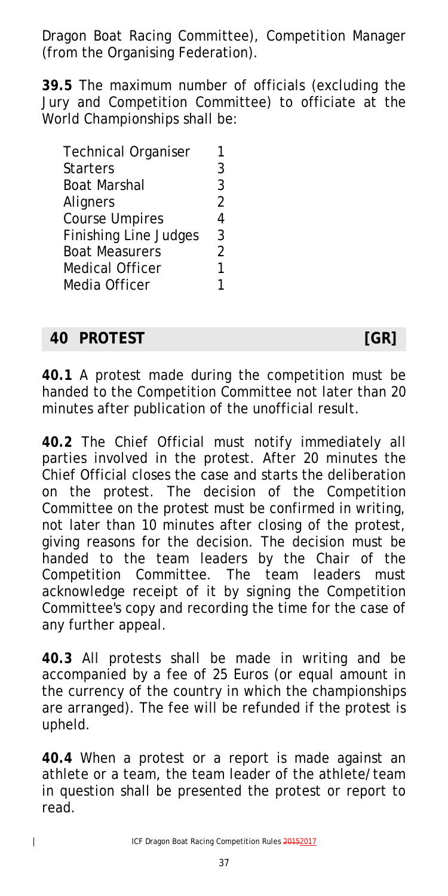Dragon Boat Racing Committee), Competition Manager (from the Organising Federation).

**39.5** The maximum number of officials (excluding the Jury and Competition Committee) to officiate at the World Championships shall be:

| | |
|---|---|
| Technical Organiser | 1 |
| Starters | 3 |
| Boat Marshal | 3 |
| Aligners | 2 |
| Course Umpires | 4 |
| Finishing Line Judges | 3 |
| Boat Measurers | 2 |
| Medical Officer | 1 |
| Media Officer | 1 |

## 40 PROTEST [GR]

**40.1** A protest made during the competition must be handed to the Competition Committee not later than 20 minutes after publication of the unofficial result.

**40.2** The Chief Official must notify immediately all parties involved in the protest. After 20 minutes the Chief Official closes the case and starts the deliberation on the protest. The decision of the Competition Committee on the protest must be confirmed in writing, not later than 10 minutes after closing of the protest, giving reasons for the decision. The decision must be handed to the team leaders by the Chair of the Competition Committee. The team leaders must acknowledge receipt of it by signing the Competition Committee's copy and recording the time for the case of any further appeal.

**40.3** All protests shall be made in writing and be accompanied by a fee of 25 Euros (or equal amount in the currency of the country in which the championships are arranged). The fee will be refunded if the protest is upheld.

**40.4** When a protest or a report is made against an athlete or a team, the team leader of the athlete/team in question shall be presented the protest or report to read.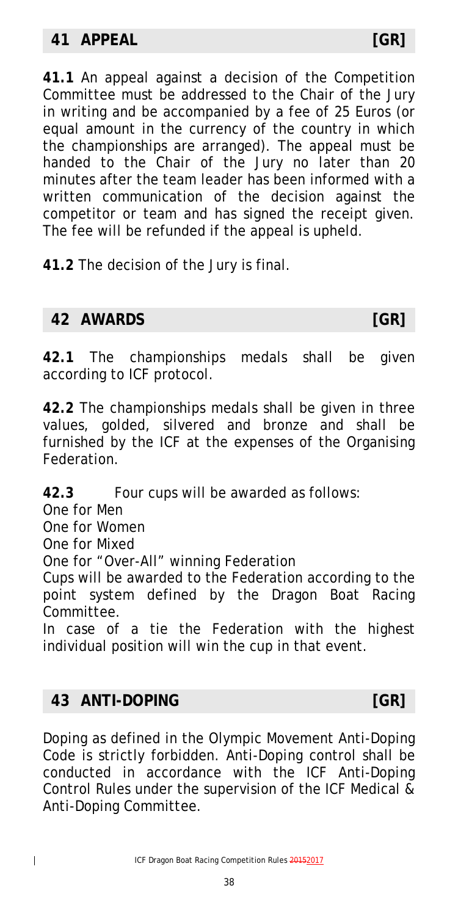## 41 APPEAL [GR]

**41.1** An appeal against a decision of the Competition Committee must be addressed to the Chair of the Jury in writing and be accompanied by a fee of 25 Euros (or equal amount in the currency of the country in which the championships are arranged). The appeal must be handed to the Chair of the Jury no later than 20 minutes after the team leader has been informed with a written communication of the decision against the competitor or team and has signed the receipt given. The fee will be refunded if the appeal is upheld.

**41.2** The decision of the Jury is final.

## 42 AWARDS [GR]

**42.1** The championships medals shall be given according to ICF protocol.

**42.2** The championships medals shall be given in three values, golded, silvered and bronze and shall be furnished by the ICF at the expenses of the Organising Federation.

**42.3** Four cups will be awarded as follows:

One for Men

One for Women

One for Mixed

One for "Over-All" winning Federation

Cups will be awarded to the Federation according to the point system defined by the Dragon Boat Racing Committee.

In case of a tie the Federation with the highest individual position will win the cup in that event.

## 43 ANTI-DOPING [GR]

Doping as defined in the Olympic Movement Anti-Doping Code is strictly forbidden. Anti-Doping control shall be conducted in accordance with the ICF Anti-Doping Control Rules under the supervision of the ICF Medical & Anti-Doping Committee.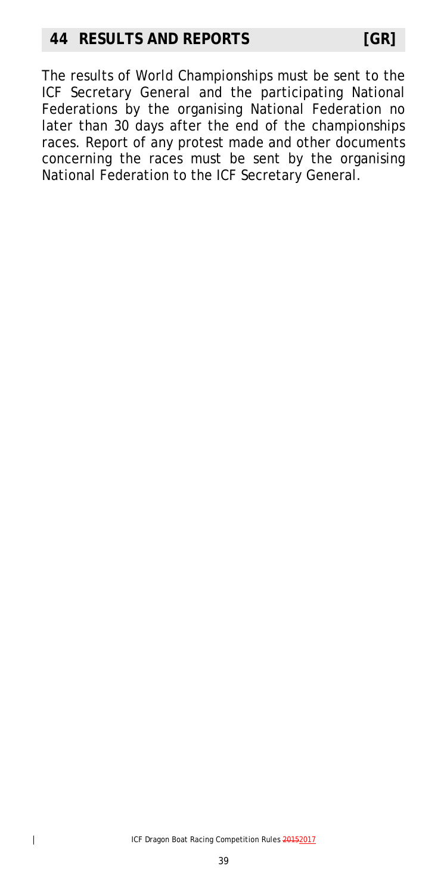## 44 RESULTS AND REPORTS [GR]

The results of World Championships must be sent to the ICF Secretary General and the participating National Federations by the organising National Federation no later than 30 days after the end of the championships races. Report of any protest made and other documents concerning the races must be sent by the organising National Federation to the ICF Secretary General.